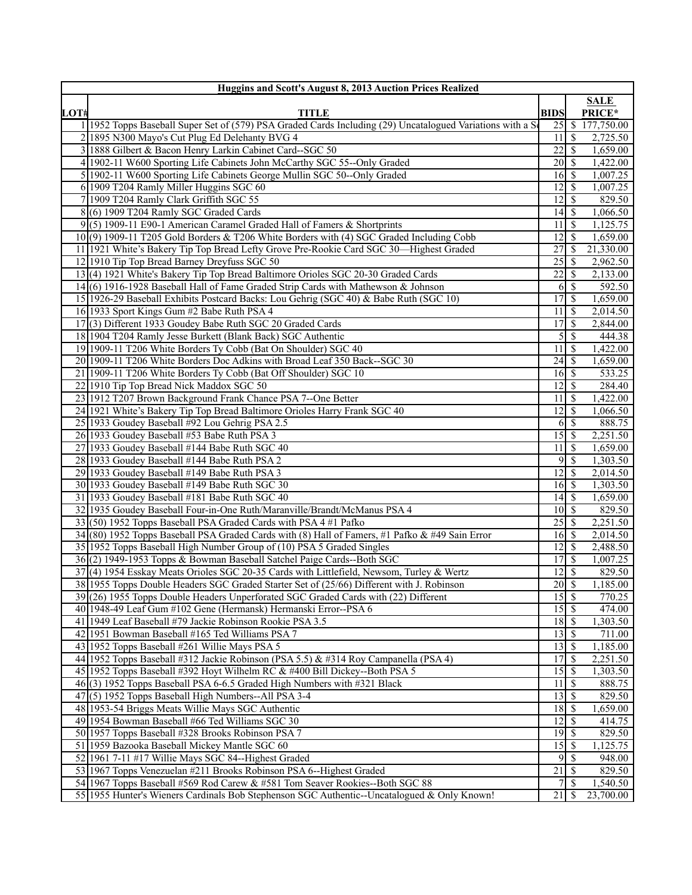| Huggins and Scott's August 8, 2013 Auction Prices Realized | | | |
|---|---|---|---|
| **LOT#** | **TITLE** | **BIDS** | **SALE PRICE*** |
| 1 | 1952 Topps Baseball Super Set of (579) PSA Graded Cards Including (29) Uncatalogued Variations with a S | 25 | $ 177,750.00 |
| 2 | 1895 N300 Mayo's Cut Plug Ed Delehanty BVG 4 | 11 | $ 2,725.50 |
| 3 | 1888 Gilbert & Bacon Henry Larkin Cabinet Card--SGC 50 | 22 | $ 1,659.00 |
| 4 | 1902-11 W600 Sporting Life Cabinets John McCarthy SGC 55--Only Graded | 20 | $ 1,422.00 |
| 5 | 1902-11 W600 Sporting Life Cabinets George Mullin SGC 50--Only Graded | 16 | $ 1,007.25 |
| 6 | 1909 T204 Ramly Miller Huggins SGC 60 | 12 | $ 1,007.25 |
| 7 | 1909 T204 Ramly Clark Griffith SGC 55 | 12 | $ 829.50 |
| 8 | (6) 1909 T204 Ramly SGC Graded Cards | 14 | $ 1,066.50 |
| 9 | (5) 1909-11 E90-1 American Caramel Graded Hall of Famers & Shortprints | 11 | $ 1,125.75 |
| 10 | (9) 1909-11 T205 Gold Borders & T206 White Borders with (4) SGC Graded Including Cobb | 12 | $ 1,659.00 |
| 11 | 1921 White's Bakery Tip Top Bread Lefty Grove Pre-Rookie Card SGC 30—Highest Graded | 27 | $ 21,330.00 |
| 12 | 1910 Tip Top Bread Barney Dreyfuss SGC 50 | 25 | $ 2,962.50 |
| 13 | (4) 1921 White's Bakery Tip Top Bread Baltimore Orioles SGC 20-30 Graded Cards | 22 | $ 2,133.00 |
| 14 | (6) 1916-1928 Baseball Hall of Fame Graded Strip Cards with Mathewson & Johnson | 6 | $ 592.50 |
| 15 | 1926-29 Baseball Exhibits Postcard Backs: Lou Gehrig (SGC 40) & Babe Ruth (SGC 10) | 17 | $ 1,659.00 |
| 16 | 1933 Sport Kings Gum #2 Babe Ruth PSA 4 | 11 | $ 2,014.50 |
| 17 | (3) Different 1933 Goudey Babe Ruth SGC 20 Graded Cards | 17 | $ 2,844.00 |
| 18 | 1904 T204 Ramly Jesse Burkett (Blank Back) SGC Authentic | 5 | $ 444.38 |
| 19 | 1909-11 T206 White Borders Ty Cobb (Bat On Shoulder) SGC 40 | 11 | $ 1,422.00 |
| 20 | 1909-11 T206 White Borders Doc Adkins with Broad Leaf 350 Back--SGC 30 | 24 | $ 1,659.00 |
| 21 | 1909-11 T206 White Borders Ty Cobb (Bat Off Shoulder) SGC 10 | 16 | $ 533.25 |
| 22 | 1910 Tip Top Bread Nick Maddox SGC 50 | 12 | $ 284.40 |
| 23 | 1912 T207 Brown Background Frank Chance PSA 7--One Better | 11 | $ 1,422.00 |
| 24 | 1921 White's Bakery Tip Top Bread Baltimore Orioles Harry Frank SGC 40 | 12 | $ 1,066.50 |
| 25 | 1933 Goudey Baseball #92 Lou Gehrig PSA 2.5 | 6 | $ 888.75 |
| 26 | 1933 Goudey Baseball #53 Babe Ruth PSA 3 | 15 | $ 2,251.50 |
| 27 | 1933 Goudey Baseball #144 Babe Ruth SGC 40 | 11 | $ 1,659.00 |
| 28 | 1933 Goudey Baseball #144 Babe Ruth PSA 2 | 9 | $ 1,303.50 |
| 29 | 1933 Goudey Baseball #149 Babe Ruth PSA 3 | 12 | $ 2,014.50 |
| 30 | 1933 Goudey Baseball #149 Babe Ruth SGC 30 | 16 | $ 1,303.50 |
| 31 | 1933 Goudey Baseball #181 Babe Ruth SGC 40 | 14 | $ 1,659.00 |
| 32 | 1935 Goudey Baseball Four-in-One Ruth/Maranville/Brandt/McManus PSA 4 | 10 | $ 829.50 |
| 33 | (50) 1952 Topps Baseball PSA Graded Cards with PSA 4 #1 Pafko | 25 | $ 2,251.50 |
| 34 | (80) 1952 Topps Baseball PSA Graded Cards with (8) Hall of Famers, #1 Pafko & #49 Sain Error | 16 | $ 2,014.50 |
| 35 | 1952 Topps Baseball High Number Group of (10) PSA 5 Graded Singles | 12 | $ 2,488.50 |
| 36 | (2) 1949-1953 Topps & Bowman Baseball Satchel Paige Cards--Both SGC | 17 | $ 1,007.25 |
| 37 | (4) 1954 Esskay Meats Orioles SGC 20-35 Cards with Littlefield, Newsom, Turley & Wertz | 12 | $ 829.50 |
| 38 | 1955 Topps Double Headers SGC Graded Starter Set of (25/66) Different with J. Robinson | 20 | $ 1,185.00 |
| 39 | (26) 1955 Topps Double Headers Unperforated SGC Graded Cards with (22) Different | 15 | $ 770.25 |
| 40 | 1948-49 Leaf Gum #102 Gene (Hermansk) Hermanski Error--PSA 6 | 15 | $ 474.00 |
| 41 | 1949 Leaf Baseball #79 Jackie Robinson Rookie PSA 3.5 | 18 | $ 1,303.50 |
| 42 | 1951 Bowman Baseball #165 Ted Williams PSA 7 | 13 | $ 711.00 |
| 43 | 1952 Topps Baseball #261 Willie Mays PSA 5 | 13 | $ 1,185.00 |
| 44 | 1952 Topps Baseball #312 Jackie Robinson (PSA 5.5) & #314 Roy Campanella (PSA 4) | 17 | $ 2,251.50 |
| 45 | 1952 Topps Baseball #392 Hoyt Wilhelm RC & #400 Bill Dickey--Both PSA 5 | 15 | $ 1,303.50 |
| 46 | (3) 1952 Topps Baseball PSA 6-6.5 Graded High Numbers with #321 Black | 11 | $ 888.75 |
| 47 | (5) 1952 Topps Baseball High Numbers--All PSA 3-4 | 13 | $ 829.50 |
| 48 | 1953-54 Briggs Meats Willie Mays SGC Authentic | 18 | $ 1,659.00 |
| 49 | 1954 Bowman Baseball #66 Ted Williams SGC 30 | 12 | $ 414.75 |
| 50 | 1957 Topps Baseball #328 Brooks Robinson PSA 7 | 19 | $ 829.50 |
| 51 | 1959 Bazooka Baseball Mickey Mantle SGC 60 | 15 | $ 1,125.75 |
| 52 | 1961 7-11 #17 Willie Mays SGC 84--Highest Graded | 9 | $ 948.00 |
| 53 | 1967 Topps Venezuelan #211 Brooks Robinson PSA 6--Highest Graded | 21 | $ 829.50 |
| 54 | 1967 Topps Baseball #569 Rod Carew & #581 Tom Seaver Rookies--Both SGC 88 | 7 | $ 1,540.50 |
| 55 | 1955 Hunter's Wieners Cardinals Bob Stephenson SGC Authentic--Uncatalogued & Only Known! | 21 | $ 23,700.00 |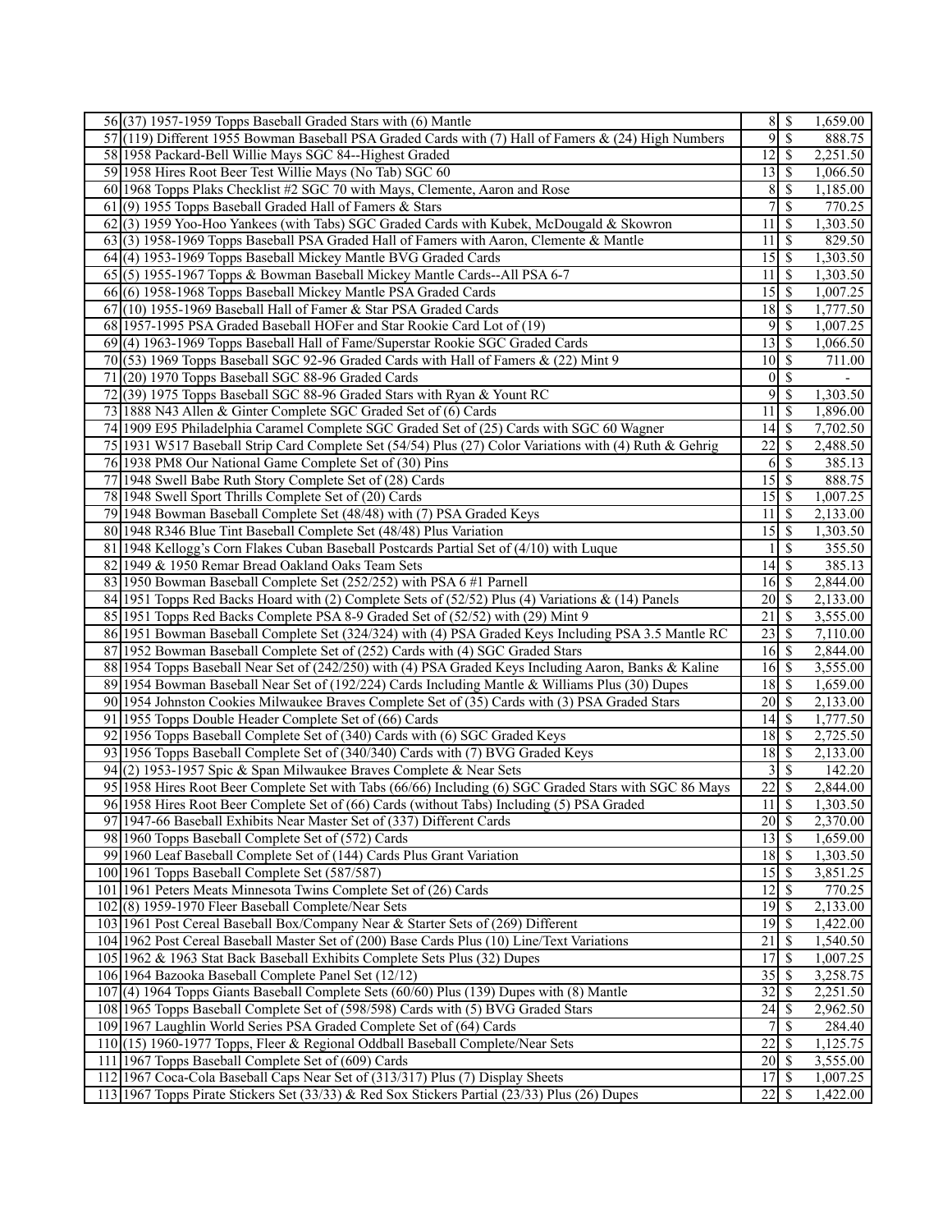| | | | | |
|---|---|---|---|---|
| 56 | (37) 1957-1959 Topps Baseball Graded Stars with (6) Mantle | 8 | $ | 1,659.00 |
| 57 | (119) Different 1955 Bowman Baseball PSA Graded Cards with (7) Hall of Famers & (24) High Numbers | 9 | $ | 888.75 |
| 58 | 1958 Packard-Bell Willie Mays SGC 84--Highest Graded | 12 | $ | 2,251.50 |
| 59 | 1958 Hires Root Beer Test Willie Mays (No Tab) SGC 60 | 13 | $ | 1,066.50 |
| 60 | 1968 Topps Plaks Checklist #2 SGC 70 with Mays, Clemente, Aaron and Rose | 8 | $ | 1,185.00 |
| 61 | (9) 1955 Topps Baseball Graded Hall of Famers & Stars | 7 | $ | 770.25 |
| 62 | (3) 1959 Yoo-Hoo Yankees (with Tabs) SGC Graded Cards with Kubek, McDougald & Skowron | 11 | $ | 1,303.50 |
| 63 | (3) 1958-1969 Topps Baseball PSA Graded Hall of Famers with Aaron, Clemente & Mantle | 11 | $ | 829.50 |
| 64 | (4) 1953-1969 Topps Baseball Mickey Mantle BVG Graded Cards | 15 | $ | 1,303.50 |
| 65 | (5) 1955-1967 Topps & Bowman Baseball Mickey Mantle Cards--All PSA 6-7 | 11 | $ | 1,303.50 |
| 66 | (6) 1958-1968 Topps Baseball Mickey Mantle PSA Graded Cards | 15 | $ | 1,007.25 |
| 67 | (10) 1955-1969 Baseball Hall of Famer & Star PSA Graded Cards | 18 | $ | 1,777.50 |
| 68 | 1957-1995 PSA Graded Baseball HOFer and Star Rookie Card Lot of (19) | 9 | $ | 1,007.25 |
| 69 | (4) 1963-1969 Topps Baseball Hall of Fame/Superstar Rookie SGC Graded Cards | 13 | $ | 1,066.50 |
| 70 | (53) 1969 Topps Baseball SGC 92-96 Graded Cards with Hall of Famers & (22) Mint 9 | 10 | $ | 711.00 |
| 71 | (20) 1970 Topps Baseball SGC 88-96 Graded Cards | 0 | $ | - |
| 72 | (39) 1975 Topps Baseball SGC 88-96 Graded Stars with Ryan & Yount RC | 9 | $ | 1,303.50 |
| 73 | 1888 N43 Allen & Ginter Complete SGC Graded Set of (6) Cards | 11 | $ | 1,896.00 |
| 74 | 1909 E95 Philadelphia Caramel Complete SGC Graded Set of (25) Cards with SGC 60 Wagner | 14 | $ | 7,702.50 |
| 75 | 1931 W517 Baseball Strip Card Complete Set (54/54) Plus (27) Color Variations with (4) Ruth & Gehrig | 22 | $ | 2,488.50 |
| 76 | 1938 PM8 Our National Game Complete Set of (30) Pins | 6 | $ | 385.13 |
| 77 | 1948 Swell Babe Ruth Story Complete Set of (28) Cards | 15 | $ | 888.75 |
| 78 | 1948 Swell Sport Thrills Complete Set of (20) Cards | 15 | $ | 1,007.25 |
| 79 | 1948 Bowman Baseball Complete Set (48/48) with (7) PSA Graded Keys | 11 | $ | 2,133.00 |
| 80 | 1948 R346 Blue Tint Baseball Complete Set (48/48) Plus Variation | 15 | $ | 1,303.50 |
| 81 | 1948 Kellogg's Corn Flakes Cuban Baseball Postcards Partial Set of (4/10) with Luque | 1 | $ | 355.50 |
| 82 | 1949 & 1950 Remar Bread Oakland Oaks Team Sets | 14 | $ | 385.13 |
| 83 | 1950 Bowman Baseball Complete Set (252/252) with PSA 6 #1 Parnell | 16 | $ | 2,844.00 |
| 84 | 1951 Topps Red Backs Hoard with (2) Complete Sets of (52/52) Plus (4) Variations & (14) Panels | 20 | $ | 2,133.00 |
| 85 | 1951 Topps Red Backs Complete PSA 8-9 Graded Set of (52/52) with (29) Mint 9 | 21 | $ | 3,555.00 |
| 86 | 1951 Bowman Baseball Complete Set (324/324) with (4) PSA Graded Keys Including PSA 3.5 Mantle RC | 23 | $ | 7,110.00 |
| 87 | 1952 Bowman Baseball Complete Set of (252) Cards with (4) SGC Graded Stars | 16 | $ | 2,844.00 |
| 88 | 1954 Topps Baseball Near Set of (242/250) with (4) PSA Graded Keys Including Aaron, Banks & Kaline | 16 | $ | 3,555.00 |
| 89 | 1954 Bowman Baseball Near Set of (192/224) Cards Including Mantle & Williams Plus (30) Dupes | 18 | $ | 1,659.00 |
| 90 | 1954 Johnston Cookies Milwaukee Braves Complete Set of (35) Cards with (3) PSA Graded Stars | 20 | $ | 2,133.00 |
| 91 | 1955 Topps Double Header Complete Set of (66) Cards | 14 | $ | 1,777.50 |
| 92 | 1956 Topps Baseball Complete Set of (340) Cards with (6) SGC Graded Keys | 18 | $ | 2,725.50 |
| 93 | 1956 Topps Baseball Complete Set of (340/340) Cards with (7) BVG Graded Keys | 18 | $ | 2,133.00 |
| 94 | (2) 1953-1957 Spic & Span Milwaukee Braves Complete & Near Sets | 3 | $ | 142.20 |
| 95 | 1958 Hires Root Beer Complete Set with Tabs (66/66) Including (6) SGC Graded Stars with SGC 86 Mays | 22 | $ | 2,844.00 |
| 96 | 1958 Hires Root Beer Complete Set of (66) Cards (without Tabs) Including (5) PSA Graded | 11 | $ | 1,303.50 |
| 97 | 1947-66 Baseball Exhibits Near Master Set of (337) Different Cards | 20 | $ | 2,370.00 |
| 98 | 1960 Topps Baseball Complete Set of (572) Cards | 13 | $ | 1,659.00 |
| 99 | 1960 Leaf Baseball Complete Set of (144) Cards Plus Grant Variation | 18 | $ | 1,303.50 |
| 100 | 1961 Topps Baseball Complete Set (587/587) | 15 | $ | 3,851.25 |
| 101 | 1961 Peters Meats Minnesota Twins Complete Set of (26) Cards | 12 | $ | 770.25 |
| 102 | (8) 1959-1970 Fleer Baseball Complete/Near Sets | 19 | $ | 2,133.00 |
| 103 | 1961 Post Cereal Baseball Box/Company Near & Starter Sets of (269) Different | 19 | $ | 1,422.00 |
| 104 | 1962 Post Cereal Baseball Master Set of (200) Base Cards Plus (10) Line/Text Variations | 21 | $ | 1,540.50 |
| 105 | 1962 & 1963 Stat Back Baseball Exhibits Complete Sets Plus (32) Dupes | 17 | $ | 1,007.25 |
| 106 | 1964 Bazooka Baseball Complete Panel Set (12/12) | 35 | $ | 3,258.75 |
| 107 | (4) 1964 Topps Giants Baseball Complete Sets (60/60) Plus (139) Dupes with (8) Mantle | 32 | $ | 2,251.50 |
| 108 | 1965 Topps Baseball Complete Set of (598/598) Cards with (5) BVG Graded Stars | 24 | $ | 2,962.50 |
| 109 | 1967 Laughlin World Series PSA Graded Complete Set of (64) Cards | 7 | $ | 284.40 |
| 110 | (15) 1960-1977 Topps, Fleer & Regional Oddball Baseball Complete/Near Sets | 22 | $ | 1,125.75 |
| 111 | 1967 Topps Baseball Complete Set of (609) Cards | 20 | $ | 3,555.00 |
| 112 | 1967 Coca-Cola Baseball Caps Near Set of (313/317) Plus (7) Display Sheets | 17 | $ | 1,007.25 |
| 113 | 1967 Topps Pirate Stickers Set (33/33) & Red Sox Stickers Partial (23/33) Plus (26) Dupes | 22 | $ | 1,422.00 |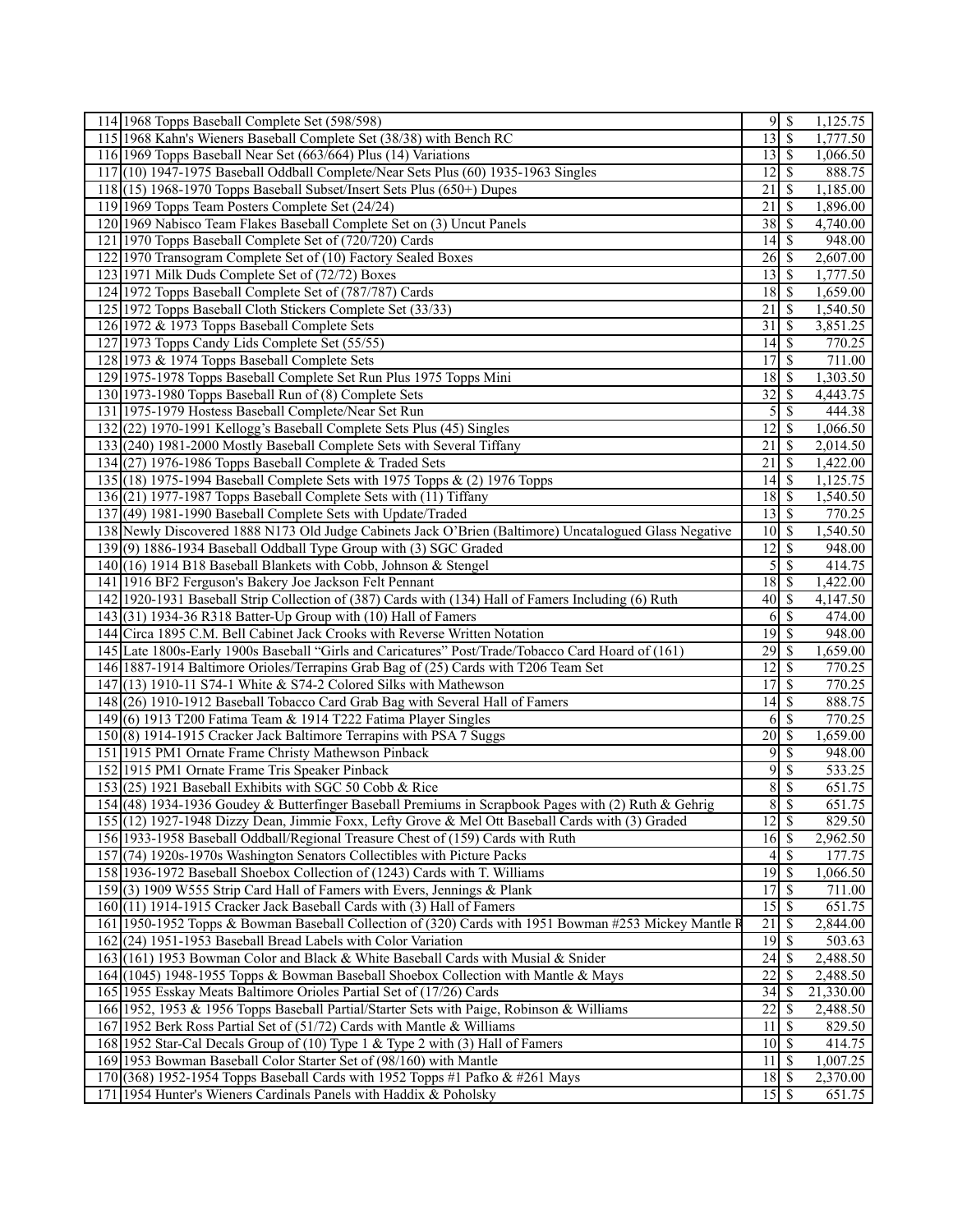| | | | | |
|---|---|---|---|---|
| 114 | 1968 Topps Baseball Complete Set (598/598) | 9 | $ | 1,125.75 |
| 115 | 1968 Kahn's Wieners Baseball Complete Set (38/38) with Bench RC | 13 | $ | 1,777.50 |
| 116 | 1969 Topps Baseball Near Set (663/664) Plus (14) Variations | 13 | $ | 1,066.50 |
| 117 | (10) 1947-1975 Baseball Oddball Complete/Near Sets Plus (60) 1935-1963 Singles | 12 | $ | 888.75 |
| 118 | (15) 1968-1970 Topps Baseball Subset/Insert Sets Plus (650+) Dupes | 21 | $ | 1,185.00 |
| 119 | 1969 Topps Team Posters Complete Set (24/24) | 21 | $ | 1,896.00 |
| 120 | 1969 Nabisco Team Flakes Baseball Complete Set on (3) Uncut Panels | 38 | $ | 4,740.00 |
| 121 | 1970 Topps Baseball Complete Set of (720/720) Cards | 14 | $ | 948.00 |
| 122 | 1970 Transogram Complete Set of (10) Factory Sealed Boxes | 26 | $ | 2,607.00 |
| 123 | 1971 Milk Duds Complete Set of (72/72) Boxes | 13 | $ | 1,777.50 |
| 124 | 1972 Topps Baseball Complete Set of (787/787) Cards | 18 | $ | 1,659.00 |
| 125 | 1972 Topps Baseball Cloth Stickers Complete Set (33/33) | 21 | $ | 1,540.50 |
| 126 | 1972 & 1973 Topps Baseball Complete Sets | 31 | $ | 3,851.25 |
| 127 | 1973 Topps Candy Lids Complete Set (55/55) | 14 | $ | 770.25 |
| 128 | 1973 & 1974 Topps Baseball Complete Sets | 17 | $ | 711.00 |
| 129 | 1975-1978 Topps Baseball Complete Set Run Plus 1975 Topps Mini | 18 | $ | 1,303.50 |
| 130 | 1973-1980 Topps Baseball Run of (8) Complete Sets | 32 | $ | 4,443.75 |
| 131 | 1975-1979 Hostess Baseball Complete/Near Set Run | 5 | $ | 444.38 |
| 132 | (22) 1970-1991 Kellogg's Baseball Complete Sets Plus (45) Singles | 12 | $ | 1,066.50 |
| 133 | (240) 1981-2000 Mostly Baseball Complete Sets with Several Tiffany | 21 | $ | 2,014.50 |
| 134 | (27) 1976-1986 Topps Baseball Complete & Traded Sets | 21 | $ | 1,422.00 |
| 135 | (18) 1975-1994 Baseball Complete Sets with 1975 Topps & (2) 1976 Topps | 14 | $ | 1,125.75 |
| 136 | (21) 1977-1987 Topps Baseball Complete Sets with (11) Tiffany | 18 | $ | 1,540.50 |
| 137 | (49) 1981-1990 Baseball Complete Sets with Update/Traded | 13 | $ | 770.25 |
| 138 | Newly Discovered 1888 N173 Old Judge Cabinets Jack O'Brien (Baltimore) Uncatalogued Glass Negative | 10 | $ | 1,540.50 |
| 139 | (9) 1886-1934 Baseball Oddball Type Group with (3) SGC Graded | 12 | $ | 948.00 |
| 140 | (16) 1914 B18 Baseball Blankets with Cobb, Johnson & Stengel | 5 | $ | 414.75 |
| 141 | 1916 BF2 Ferguson's Bakery Joe Jackson Felt Pennant | 18 | $ | 1,422.00 |
| 142 | 1920-1931 Baseball Strip Collection of (387) Cards with (134) Hall of Famers Including (6) Ruth | 40 | $ | 4,147.50 |
| 143 | (31) 1934-36 R318 Batter-Up Group with (10) Hall of Famers | 6 | $ | 474.00 |
| 144 | Circa 1895 C.M. Bell Cabinet Jack Crooks with Reverse Written Notation | 19 | $ | 948.00 |
| 145 | Late 1800s-Early 1900s Baseball "Girls and Caricatures" Post/Trade/Tobacco Card Hoard of (161) | 29 | $ | 1,659.00 |
| 146 | 1887-1914 Baltimore Orioles/Terrapins Grab Bag of (25) Cards with T206 Team Set | 12 | $ | 770.25 |
| 147 | (13) 1910-11 S74-1 White & S74-2 Colored Silks with Mathewson | 17 | $ | 770.25 |
| 148 | (26) 1910-1912 Baseball Tobacco Card Grab Bag with Several Hall of Famers | 14 | $ | 888.75 |
| 149 | (6) 1913 T200 Fatima Team & 1914 T222 Fatima Player Singles | 6 | $ | 770.25 |
| 150 | (8) 1914-1915 Cracker Jack Baltimore Terrapins with PSA 7 Suggs | 20 | $ | 1,659.00 |
| 151 | 1915 PM1 Ornate Frame Christy Mathewson Pinback | 9 | $ | 948.00 |
| 152 | 1915 PM1 Ornate Frame Tris Speaker Pinback | 9 | $ | 533.25 |
| 153 | (25) 1921 Baseball Exhibits with SGC 50 Cobb & Rice | 8 | $ | 651.75 |
| 154 | (48) 1934-1936 Goudey & Butterfinger Baseball Premiums in Scrapbook Pages with (2) Ruth & Gehrig | 8 | $ | 651.75 |
| 155 | (12) 1927-1948 Dizzy Dean, Jimmie Foxx, Lefty Grove & Mel Ott Baseball Cards with (3) Graded | 12 | $ | 829.50 |
| 156 | 1933-1958 Baseball Oddball/Regional Treasure Chest of (159) Cards with Ruth | 16 | $ | 2,962.50 |
| 157 | (74) 1920s-1970s Washington Senators Collectibles with Picture Packs | 4 | $ | 177.75 |
| 158 | 1936-1972 Baseball Shoebox Collection of (1243) Cards with T. Williams | 19 | $ | 1,066.50 |
| 159 | (3) 1909 W555 Strip Card Hall of Famers with Evers, Jennings & Plank | 17 | $ | 711.00 |
| 160 | (11) 1914-1915 Cracker Jack Baseball Cards with (3) Hall of Famers | 15 | $ | 651.75 |
| 161 | 1950-1952 Topps & Bowman Baseball Collection of (320) Cards with 1951 Bowman #253 Mickey Mantle R | 21 | $ | 2,844.00 |
| 162 | (24) 1951-1953 Baseball Bread Labels with Color Variation | 19 | $ | 503.63 |
| 163 | (161) 1953 Bowman Color and Black & White Baseball Cards with Musial & Snider | 24 | $ | 2,488.50 |
| 164 | (1045) 1948-1955 Topps & Bowman Baseball Shoebox Collection with Mantle & Mays | 22 | $ | 2,488.50 |
| 165 | 1955 Esskay Meats Baltimore Orioles Partial Set of (17/26) Cards | 34 | $ | 21,330.00 |
| 166 | 1952, 1953 & 1956 Topps Baseball Partial/Starter Sets with Paige, Robinson & Williams | 22 | $ | 2,488.50 |
| 167 | 1952 Berk Ross Partial Set of (51/72) Cards with Mantle & Williams | 11 | $ | 829.50 |
| 168 | 1952 Star-Cal Decals Group of (10) Type 1 & Type 2 with (3) Hall of Famers | 10 | $ | 414.75 |
| 169 | 1953 Bowman Baseball Color Starter Set of (98/160) with Mantle | 11 | $ | 1,007.25 |
| 170 | (368) 1952-1954 Topps Baseball Cards with 1952 Topps #1 Pafko & #261 Mays | 18 | $ | 2,370.00 |
| 171 | 1954 Hunter's Wieners Cardinals Panels with Haddix & Poholsky | 15 | $ | 651.75 |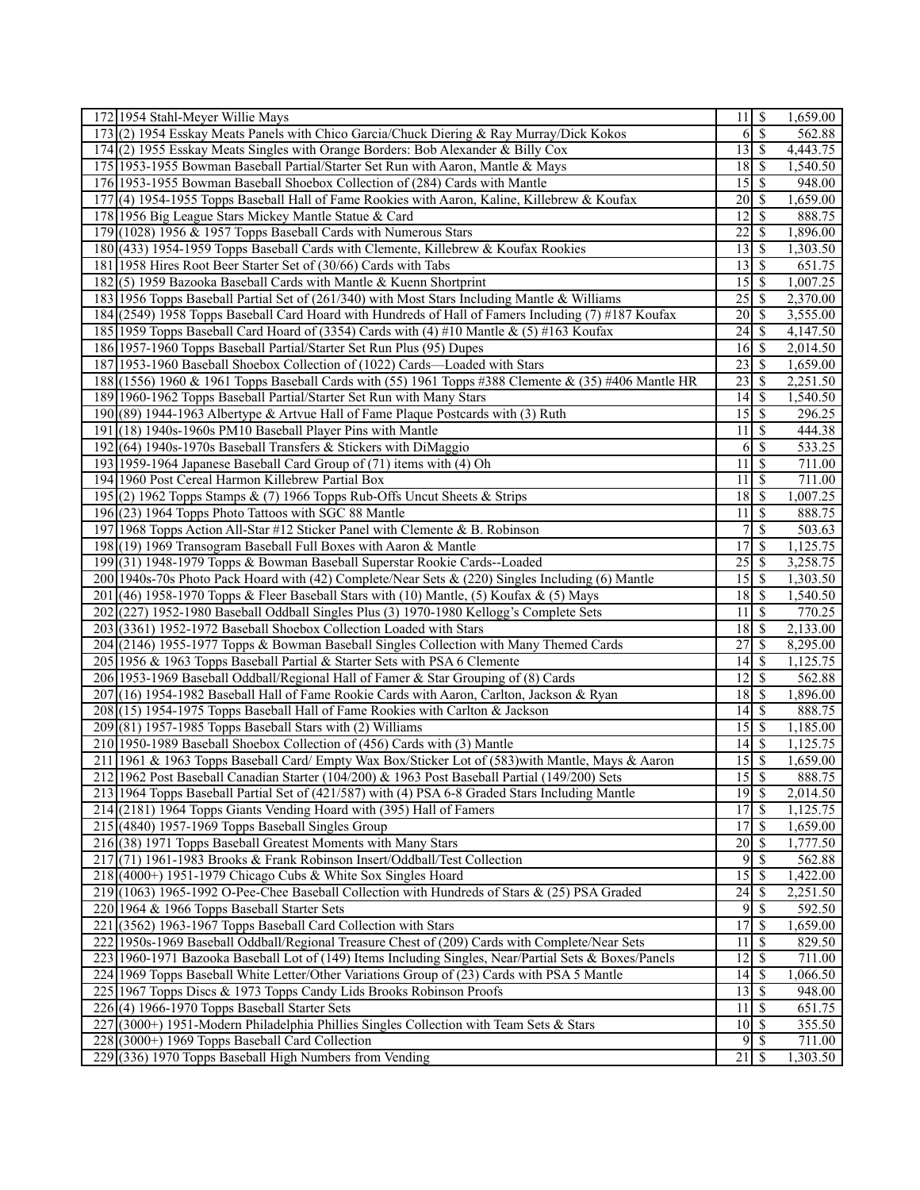| | | | | |
|---|---|---|---|---|
| 172 | 1954 Stahl-Meyer Willie Mays | 11 | $ | 1,659.00 |
| 173 | (2) 1954 Esskay Meats Panels with Chico Garcia/Chuck Diering & Ray Murray/Dick Kokos | 6 | $ | 562.88 |
| 174 | (2) 1955 Esskay Meats Singles with Orange Borders: Bob Alexander & Billy Cox | 13 | $ | 4,443.75 |
| 175 | 1953-1955 Bowman Baseball Partial/Starter Set Run with Aaron, Mantle & Mays | 18 | $ | 1,540.50 |
| 176 | 1953-1955 Bowman Baseball Shoebox Collection of (284) Cards with Mantle | 15 | $ | 948.00 |
| 177 | (4) 1954-1955 Topps Baseball Hall of Fame Rookies with Aaron, Kaline, Killebrew & Koufax | 20 | $ | 1,659.00 |
| 178 | 1956 Big League Stars Mickey Mantle Statue & Card | 12 | $ | 888.75 |
| 179 | (1028) 1956 & 1957 Topps Baseball Cards with Numerous Stars | 22 | $ | 1,896.00 |
| 180 | (433) 1954-1959 Topps Baseball Cards with Clemente, Killebrew & Koufax Rookies | 13 | $ | 1,303.50 |
| 181 | 1958 Hires Root Beer Starter Set of (30/66) Cards with Tabs | 13 | $ | 651.75 |
| 182 | (5) 1959 Bazooka Baseball Cards with Mantle & Kuenn Shortprint | 15 | $ | 1,007.25 |
| 183 | 1956 Topps Baseball Partial Set of (261/340) with Most Stars Including Mantle & Williams | 25 | $ | 2,370.00 |
| 184 | (2549) 1958 Topps Baseball Card Hoard with Hundreds of Hall of Famers Including (7) #187 Koufax | 20 | $ | 3,555.00 |
| 185 | 1959 Topps Baseball Card Hoard of (3354) Cards with (4) #10 Mantle & (5) #163 Koufax | 24 | $ | 4,147.50 |
| 186 | 1957-1960 Topps Baseball Partial/Starter Set Run Plus (95) Dupes | 16 | $ | 2,014.50 |
| 187 | 1953-1960 Baseball Shoebox Collection of (1022) Cards—Loaded with Stars | 23 | $ | 1,659.00 |
| 188 | (1556) 1960 & 1961 Topps Baseball Cards with (55) 1961 Topps #388 Clemente & (35) #406 Mantle HR | 23 | $ | 2,251.50 |
| 189 | 1960-1962 Topps Baseball Partial/Starter Set Run with Many Stars | 14 | $ | 1,540.50 |
| 190 | (89) 1944-1963 Albertype & Artvue Hall of Fame Plaque Postcards with (3) Ruth | 15 | $ | 296.25 |
| 191 | (18) 1940s-1960s PM10 Baseball Player Pins with Mantle | 11 | $ | 444.38 |
| 192 | (64) 1940s-1970s Baseball Transfers & Stickers with DiMaggio | 6 | $ | 533.25 |
| 193 | 1959-1964 Japanese Baseball Card Group of (71) items with (4) Oh | 11 | $ | 711.00 |
| 194 | 1960 Post Cereal Harmon Killebrew Partial Box | 11 | $ | 711.00 |
| 195 | (2) 1962 Topps Stamps & (7) 1966 Topps Rub-Offs Uncut Sheets & Strips | 18 | $ | 1,007.25 |
| 196 | (23) 1964 Topps Photo Tattoos with SGC 88 Mantle | 11 | $ | 888.75 |
| 197 | 1968 Topps Action All-Star #12 Sticker Panel with Clemente & B. Robinson | 7 | $ | 503.63 |
| 198 | (19) 1969 Transogram Baseball Full Boxes with Aaron & Mantle | 17 | $ | 1,125.75 |
| 199 | (31) 1948-1979 Topps & Bowman Baseball Superstar Rookie Cards--Loaded | 25 | $ | 3,258.75 |
| 200 | 1940s-70s Photo Pack Hoard with (42) Complete/Near Sets & (220) Singles Including (6) Mantle | 15 | $ | 1,303.50 |
| 201 | (46) 1958-1970 Topps & Fleer Baseball Stars with (10) Mantle, (5) Koufax & (5) Mays | 18 | $ | 1,540.50 |
| 202 | (227) 1952-1980 Baseball Oddball Singles Plus (3) 1970-1980 Kellogg's Complete Sets | 11 | $ | 770.25 |
| 203 | (3361) 1952-1972 Baseball Shoebox Collection Loaded with Stars | 18 | $ | 2,133.00 |
| 204 | (2146) 1955-1977 Topps & Bowman Baseball Singles Collection with Many Themed Cards | 27 | $ | 8,295.00 |
| 205 | 1956 & 1963 Topps Baseball Partial & Starter Sets with PSA 6 Clemente | 14 | $ | 1,125.75 |
| 206 | 1953-1969 Baseball Oddball/Regional Hall of Famer & Star Grouping of (8) Cards | 12 | $ | 562.88 |
| 207 | (16) 1954-1982 Baseball Hall of Fame Rookie Cards with Aaron, Carlton, Jackson & Ryan | 18 | $ | 1,896.00 |
| 208 | (15) 1954-1975 Topps Baseball Hall of Fame Rookies with Carlton & Jackson | 14 | $ | 888.75 |
| 209 | (81) 1957-1985 Topps Baseball Stars with (2) Williams | 15 | $ | 1,185.00 |
| 210 | 1950-1989 Baseball Shoebox Collection of (456) Cards with (3) Mantle | 14 | $ | 1,125.75 |
| 211 | 1961 & 1963 Topps Baseball Card/ Empty Wax Box/Sticker Lot of (583)with Mantle, Mays & Aaron | 15 | $ | 1,659.00 |
| 212 | 1962 Post Baseball Canadian Starter (104/200) & 1963 Post Baseball Partial (149/200) Sets | 15 | $ | 888.75 |
| 213 | 1964 Topps Baseball Partial Set of (421/587) with (4) PSA 6-8 Graded Stars Including Mantle | 19 | $ | 2,014.50 |
| 214 | (2181) 1964 Topps Giants Vending Hoard with (395) Hall of Famers | 17 | $ | 1,125.75 |
| 215 | (4840) 1957-1969 Topps Baseball Singles Group | 17 | $ | 1,659.00 |
| 216 | (38) 1971 Topps Baseball Greatest Moments with Many Stars | 20 | $ | 1,777.50 |
| 217 | (71) 1961-1983 Brooks & Frank Robinson Insert/Oddball/Test Collection | 9 | $ | 562.88 |
| 218 | (4000+) 1951-1979 Chicago Cubs & White Sox Singles Hoard | 15 | $ | 1,422.00 |
| 219 | (1063) 1965-1992 O-Pee-Chee Baseball Collection with Hundreds of Stars & (25) PSA Graded | 24 | $ | 2,251.50 |
| 220 | 1964 & 1966 Topps Baseball Starter Sets | 9 | $ | 592.50 |
| 221 | (3562) 1963-1967 Topps Baseball Card Collection with Stars | 17 | $ | 1,659.00 |
| 222 | 1950s-1969 Baseball Oddball/Regional Treasure Chest of (209) Cards with Complete/Near Sets | 11 | $ | 829.50 |
| 223 | 1960-1971 Bazooka Baseball Lot of (149) Items Including Singles, Near/Partial Sets & Boxes/Panels | 12 | $ | 711.00 |
| 224 | 1969 Topps Baseball White Letter/Other Variations Group of (23) Cards with PSA 5 Mantle | 14 | $ | 1,066.50 |
| 225 | 1967 Topps Discs & 1973 Topps Candy Lids Brooks Robinson Proofs | 13 | $ | 948.00 |
| 226 | (4) 1966-1970 Topps Baseball Starter Sets | 11 | $ | 651.75 |
| 227 | (3000+) 1951-Modern Philadelphia Phillies Singles Collection with Team Sets & Stars | 10 | $ | 355.50 |
| 228 | (3000+) 1969 Topps Baseball Card Collection | 9 | $ | 711.00 |
| 229 | (336) 1970 Topps Baseball High Numbers from Vending | 21 | $ | 1,303.50 |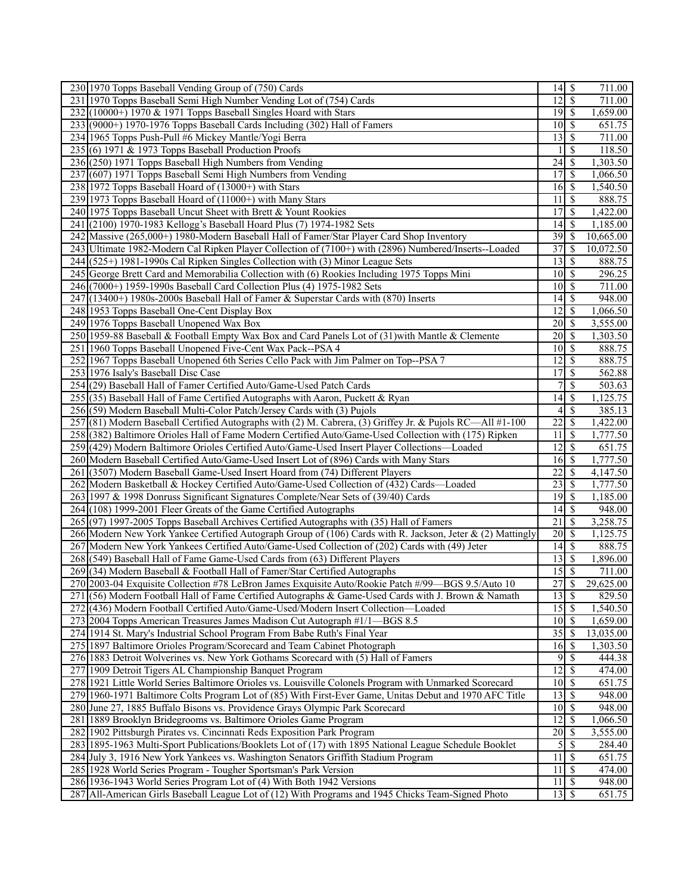| 230 | 1970 Topps Baseball Vending Group of (750) Cards | 14 | $ | 711.00 |
|---|---|---|---|---|
| 231 | 1970 Topps Baseball Semi High Number Vending Lot of (754) Cards | 12 | $ | 711.00 |
| 232 | (10000+) 1970 & 1971 Topps Baseball Singles Hoard with Stars | 19 | $ | 1,659.00 |
| 233 | (9000+) 1970-1976 Topps Baseball Cards Including (302) Hall of Famers | 10 | $ | 651.75 |
| 234 | 1965 Topps Push-Pull #6 Mickey Mantle/Yogi Berra | 13 | $ | 711.00 |
| 235 | (6) 1971 & 1973 Topps Baseball Production Proofs | 1 | $ | 118.50 |
| 236 | (250) 1971 Topps Baseball High Numbers from Vending | 24 | $ | 1,303.50 |
| 237 | (607) 1971 Topps Baseball Semi High Numbers from Vending | 17 | $ | 1,066.50 |
| 238 | 1972 Topps Baseball Hoard of (13000+) with Stars | 16 | $ | 1,540.50 |
| 239 | 1973 Topps Baseball Hoard of (11000+) with Many Stars | 11 | $ | 888.75 |
| 240 | 1975 Topps Baseball Uncut Sheet with Brett & Yount Rookies | 17 | $ | 1,422.00 |
| 241 | (2100) 1970-1983 Kellogg's Baseball Hoard Plus (7) 1974-1982 Sets | 14 | $ | 1,185.00 |
| 242 | Massive (265,000+) 1980-Modern Baseball Hall of Famer/Star Player Card Shop Inventory | 39 | $ | 10,665.00 |
| 243 | Ultimate 1982-Modern Cal Ripken Player Collection of (7100+) with (2896) Numbered/Inserts--Loaded | 37 | $ | 10,072.50 |
| 244 | (525+) 1981-1990s Cal Ripken Singles Collection with (3) Minor League Sets | 13 | $ | 888.75 |
| 245 | George Brett Card and Memorabilia Collection with (6) Rookies Including 1975 Topps Mini | 10 | $ | 296.25 |
| 246 | (7000+) 1959-1990s Baseball Card Collection Plus (4) 1975-1982 Sets | 10 | $ | 711.00 |
| 247 | (13400+) 1980s-2000s Baseball Hall of Famer & Superstar Cards with (870) Inserts | 14 | $ | 948.00 |
| 248 | 1953 Topps Baseball One-Cent Display Box | 12 | $ | 1,066.50 |
| 249 | 1976 Topps Baseball Unopened Wax Box | 20 | $ | 3,555.00 |
| 250 | 1959-88 Baseball & Football Empty Wax Box and Card Panels Lot of (31)with Mantle & Clemente | 20 | $ | 1,303.50 |
| 251 | 1960 Topps Baseball Unopened Five-Cent Wax Pack--PSA 4 | 10 | $ | 888.75 |
| 252 | 1967 Topps Baseball Unopened 6th Series Cello Pack with Jim Palmer on Top--PSA 7 | 12 | $ | 888.75 |
| 253 | 1976 Isaly's Baseball Disc Case | 17 | $ | 562.88 |
| 254 | (29) Baseball Hall of Famer Certified Auto/Game-Used Patch Cards | 7 | $ | 503.63 |
| 255 | (35) Baseball Hall of Fame Certified Autographs with Aaron, Puckett & Ryan | 14 | $ | 1,125.75 |
| 256 | (59) Modern Baseball Multi-Color Patch/Jersey Cards with (3) Pujols | 4 | $ | 385.13 |
| 257 | (81) Modern Baseball Certified Autographs with (2) M. Cabrera, (3) Griffey Jr. & Pujols RC—All #1-100 | 22 | $ | 1,422.00 |
| 258 | (382) Baltimore Orioles Hall of Fame Modern Certified Auto/Game-Used Collection with (175) Ripken | 11 | $ | 1,777.50 |
| 259 | (429) Modern Baltimore Orioles Certified Auto/Game-Used Insert Player Collections—Loaded | 12 | $ | 651.75 |
| 260 | Modern Baseball Certified Auto/Game-Used Insert Lot of (896) Cards with Many Stars | 16 | $ | 1,777.50 |
| 261 | (3507) Modern Baseball Game-Used Insert Hoard from (74) Different Players | 22 | $ | 4,147.50 |
| 262 | Modern Basketball & Hockey Certified Auto/Game-Used Collection of (432) Cards—Loaded | 23 | $ | 1,777.50 |
| 263 | 1997 & 1998 Donruss Significant Signatures Complete/Near Sets of (39/40) Cards | 19 | $ | 1,185.00 |
| 264 | (108) 1999-2001 Fleer Greats of the Game Certified Autographs | 14 | $ | 948.00 |
| 265 | (97) 1997-2005 Topps Baseball Archives Certified Autographs with (35) Hall of Famers | 21 | $ | 3,258.75 |
| 266 | Modern New York Yankee Certified Autograph Group of (106) Cards with R. Jackson, Jeter & (2) Mattingly | 20 | $ | 1,125.75 |
| 267 | Modern New York Yankees Certified Auto/Game-Used Collection of (202) Cards with (49) Jeter | 14 | $ | 888.75 |
| 268 | (549) Baseball Hall of Fame Game-Used Cards from (63) Different Players | 13 | $ | 1,896.00 |
| 269 | (34) Modern Baseball & Football Hall of Famer/Star Certified Autographs | 15 | $ | 711.00 |
| 270 | 2003-04 Exquisite Collection #78 LeBron James Exquisite Auto/Rookie Patch #/99—BGS 9.5/Auto 10 | 27 | $ | 29,625.00 |
| 271 | (56) Modern Football Hall of Fame Certified Autographs & Game-Used Cards with J. Brown & Namath | 13 | $ | 829.50 |
| 272 | (436) Modern Football Certified Auto/Game-Used/Modern Insert Collection—Loaded | 15 | $ | 1,540.50 |
| 273 | 2004 Topps American Treasures James Madison Cut Autograph #1/1—BGS 8.5 | 10 | $ | 1,659.00 |
| 274 | 1914 St. Mary's Industrial School Program From Babe Ruth's Final Year | 35 | $ | 13,035.00 |
| 275 | 1897 Baltimore Orioles Program/Scorecard and Team Cabinet Photograph | 16 | $ | 1,303.50 |
| 276 | 1883 Detroit Wolverines vs. New York Gothams Scorecard with (5) Hall of Famers | 9 | $ | 444.38 |
| 277 | 1909 Detroit Tigers AL Championship Banquet Program | 12 | $ | 474.00 |
| 278 | 1921 Little World Series Baltimore Orioles vs. Louisville Colonels Program with Unmarked Scorecard | 10 | $ | 651.75 |
| 279 | 1960-1971 Baltimore Colts Program Lot of (85) With First-Ever Game, Unitas Debut and 1970 AFC Title | 13 | $ | 948.00 |
| 280 | June 27, 1885 Buffalo Bisons vs. Providence Grays Olympic Park Scorecard | 10 | $ | 948.00 |
| 281 | 1889 Brooklyn Bridegrooms vs. Baltimore Orioles Game Program | 12 | $ | 1,066.50 |
| 282 | 1902 Pittsburgh Pirates vs. Cincinnati Reds Exposition Park Program | 20 | $ | 3,555.00 |
| 283 | 1895-1963 Multi-Sport Publications/Booklets Lot of (17) with 1895 National League Schedule Booklet | 5 | $ | 284.40 |
| 284 | July 3, 1916 New York Yankees vs. Washington Senators Griffith Stadium Program | 11 | $ | 651.75 |
| 285 | 1928 World Series Program - Tougher Sportsman's Park Version | 11 | $ | 474.00 |
| 286 | 1936-1943 World Series Program Lot of (4) With Both 1942 Versions | 11 | $ | 948.00 |
| 287 | All-American Girls Baseball League Lot of (12) With Programs and 1945 Chicks Team-Signed Photo | 13 | $ | 651.75 |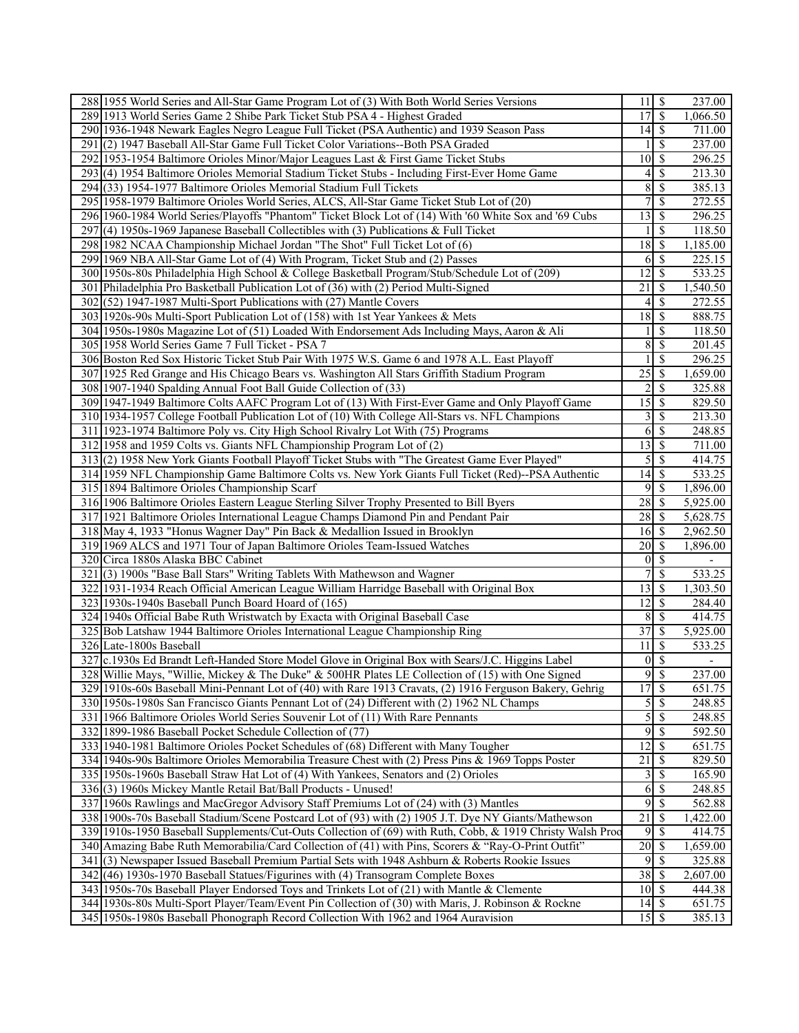| | | | | |
|---|---|---|---|---|
| 288 | 1955 World Series and All-Star Game Program Lot of (3) With Both World Series Versions | 11 | $ | 237.00 |
| 289 | 1913 World Series Game 2 Shibe Park Ticket Stub PSA 4 - Highest Graded | 17 | $ | 1,066.50 |
| 290 | 1936-1948 Newark Eagles Negro League Full Ticket (PSA Authentic) and 1939 Season Pass | 14 | $ | 711.00 |
| 291 | (2) 1947 Baseball All-Star Game Full Ticket Color Variations--Both PSA Graded | 1 | $ | 237.00 |
| 292 | 1953-1954 Baltimore Orioles Minor/Major Leagues Last & First Game Ticket Stubs | 10 | $ | 296.25 |
| 293 | (4) 1954 Baltimore Orioles Memorial Stadium Ticket Stubs - Including First-Ever Home Game | 4 | $ | 213.30 |
| 294 | (33) 1954-1977 Baltimore Orioles Memorial Stadium Full Tickets | 8 | $ | 385.13 |
| 295 | 1958-1979 Baltimore Orioles World Series, ALCS, All-Star Game Ticket Stub Lot of (20) | 7 | $ | 272.55 |
| 296 | 1960-1984 World Series/Playoffs "Phantom" Ticket Block Lot of (14) With '60 White Sox and '69 Cubs | 13 | $ | 296.25 |
| 297 | (4) 1950s-1969 Japanese Baseball Collectibles with (3) Publications & Full Ticket | 1 | $ | 118.50 |
| 298 | 1982 NCAA Championship Michael Jordan "The Shot" Full Ticket Lot of (6) | 18 | $ | 1,185.00 |
| 299 | 1969 NBA All-Star Game Lot of (4) With Program, Ticket Stub and (2) Passes | 6 | $ | 225.15 |
| 300 | 1950s-80s Philadelphia High School & College Basketball Program/Stub/Schedule Lot of (209) | 12 | $ | 533.25 |
| 301 | Philadelphia Pro Basketball Publication Lot of (36) with (2) Period Multi-Signed | 21 | $ | 1,540.50 |
| 302 | (52) 1947-1987 Multi-Sport Publications with (27) Mantle Covers | 4 | $ | 272.55 |
| 303 | 1920s-90s Multi-Sport Publication Lot of (158) with 1st Year Yankees & Mets | 18 | $ | 888.75 |
| 304 | 1950s-1980s Magazine Lot of (51) Loaded With Endorsement Ads Including Mays, Aaron & Ali | 1 | $ | 118.50 |
| 305 | 1958 World Series Game 7 Full Ticket - PSA 7 | 8 | $ | 201.45 |
| 306 | Boston Red Sox Historic Ticket Stub Pair With 1975 W.S. Game 6 and 1978 A.L. East Playoff | 1 | $ | 296.25 |
| 307 | 1925 Red Grange and His Chicago Bears vs. Washington All Stars Griffith Stadium Program | 25 | $ | 1,659.00 |
| 308 | 1907-1940 Spalding Annual Foot Ball Guide Collection of (33) | 2 | $ | 325.88 |
| 309 | 1947-1949 Baltimore Colts AAFC Program Lot of (13) With First-Ever Game and Only Playoff Game | 15 | $ | 829.50 |
| 310 | 1934-1957 College Football Publication Lot of (10) With College All-Stars vs. NFL Champions | 3 | $ | 213.30 |
| 311 | 1923-1974 Baltimore Poly vs. City High School Rivalry Lot With (75) Programs | 6 | $ | 248.85 |
| 312 | 1958 and 1959 Colts vs. Giants NFL Championship Program Lot of (2) | 13 | $ | 711.00 |
| 313 | (2) 1958 New York Giants Football Playoff Ticket Stubs with "The Greatest Game Ever Played" | 5 | $ | 414.75 |
| 314 | 1959 NFL Championship Game Baltimore Colts vs. New York Giants Full Ticket (Red)--PSA Authentic | 14 | $ | 533.25 |
| 315 | 1894 Baltimore Orioles Championship Scarf | 9 | $ | 1,896.00 |
| 316 | 1906 Baltimore Orioles Eastern League Sterling Silver Trophy Presented to Bill Byers | 28 | $ | 5,925.00 |
| 317 | 1921 Baltimore Orioles International League Champs Diamond Pin and Pendant Pair | 28 | $ | 5,628.75 |
| 318 | May 4, 1933 "Honus Wagner Day" Pin Back & Medallion Issued in Brooklyn | 16 | $ | 2,962.50 |
| 319 | 1969 ALCS and 1971 Tour of Japan Baltimore Orioles Team-Issued Watches | 20 | $ | 1,896.00 |
| 320 | Circa 1880s Alaska BBC Cabinet | 0 | $ | - |
| 321 | (3) 1900s "Base Ball Stars" Writing Tablets With Mathewson and Wagner | 7 | $ | 533.25 |
| 322 | 1931-1934 Reach Official American League William Harridge Baseball with Original Box | 13 | $ | 1,303.50 |
| 323 | 1930s-1940s Baseball Punch Board Hoard of (165) | 12 | $ | 284.40 |
| 324 | 1940s Official Babe Ruth Wristwatch by Exacta with Original Baseball Case | 8 | $ | 414.75 |
| 325 | Bob Latshaw 1944 Baltimore Orioles International League Championship Ring | 37 | $ | 5,925.00 |
| 326 | Late-1800s Baseball | 11 | $ | 533.25 |
| 327 | c.1930s Ed Brandt Left-Handed Store Model Glove in Original Box with Sears/J.C. Higgins Label | 0 | $ | - |
| 328 | Willie Mays, "Willie, Mickey & The Duke" & 500HR Plates LE Collection of (15) with One Signed | 9 | $ | 237.00 |
| 329 | 1910s-60s Baseball Mini-Pennant Lot of (40) with Rare 1913 Cravats, (2) 1916 Ferguson Bakery, Gehrig | 17 | $ | 651.75 |
| 330 | 1950s-1980s San Francisco Giants Pennant Lot of (24) Different with (2) 1962 NL Champs | 5 | $ | 248.85 |
| 331 | 1966 Baltimore Orioles World Series Souvenir Lot of (11) With Rare Pennants | 5 | $ | 248.85 |
| 332 | 1899-1986 Baseball Pocket Schedule Collection of (77) | 9 | $ | 592.50 |
| 333 | 1940-1981 Baltimore Orioles Pocket Schedules of (68) Different with Many Tougher | 12 | $ | 651.75 |
| 334 | 1940s-90s Baltimore Orioles Memorabilia Treasure Chest with (2) Press Pins & 1969 Topps Poster | 21 | $ | 829.50 |
| 335 | 1950s-1960s Baseball Straw Hat Lot of (4) With Yankees, Senators and (2) Orioles | 3 | $ | 165.90 |
| 336 | (3) 1960s Mickey Mantle Retail Bat/Ball Products - Unused! | 6 | $ | 248.85 |
| 337 | 1960s Rawlings and MacGregor Advisory Staff Premiums Lot of (24) with (3) Mantles | 9 | $ | 562.88 |
| 338 | 1900s-70s Baseball Stadium/Scene Postcard Lot of (93) with (2) 1905 J.T. Dye NY Giants/Mathewson | 21 | $ | 1,422.00 |
| 339 | 1910s-1950 Baseball Supplements/Cut-Outs Collection of (69) with Ruth, Cobb, & 1919 Christy Walsh Prod | 9 | $ | 414.75 |
| 340 | Amazing Babe Ruth Memorabilia/Card Collection of (41) with Pins, Scorers & "Ray-O-Print Outfit" | 20 | $ | 1,659.00 |
| 341 | (3) Newspaper Issued Baseball Premium Partial Sets with 1948 Ashburn & Roberts Rookie Issues | 9 | $ | 325.88 |
| 342 | (46) 1930s-1970 Baseball Statues/Figurines with (4) Transogram Complete Boxes | 38 | $ | 2,607.00 |
| 343 | 1950s-70s Baseball Player Endorsed Toys and Trinkets Lot of (21) with Mantle & Clemente | 10 | $ | 444.38 |
| 344 | 1930s-80s Multi-Sport Player/Team/Event Pin Collection of (30) with Maris, J. Robinson & Rockne | 14 | $ | 651.75 |
| 345 | 1950s-1980s Baseball Phonograph Record Collection With 1962 and 1964 Auravision | 15 | $ | 385.13 |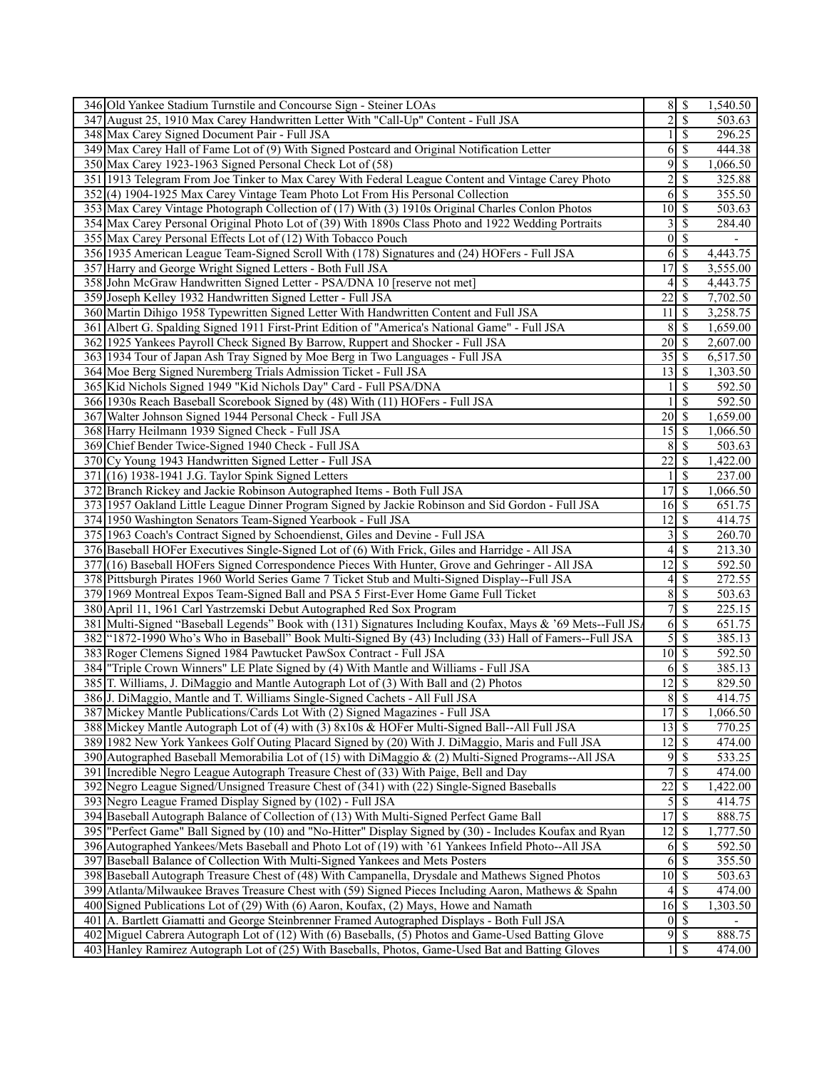| | | | | |
|---|---|---|---|---|
| 346 | Old Yankee Stadium Turnstile and Concourse Sign - Steiner LOAs | 8 | $ | 1,540.50 |
| 347 | August 25, 1910 Max Carey Handwritten Letter With "Call-Up" Content - Full JSA | 2 | $ | 503.63 |
| 348 | Max Carey Signed Document Pair - Full JSA | 1 | $ | 296.25 |
| 349 | Max Carey Hall of Fame Lot of (9) With Signed Postcard and Original Notification Letter | 6 | $ | 444.38 |
| 350 | Max Carey 1923-1963 Signed Personal Check Lot of (58) | 9 | $ | 1,066.50 |
| 351 | 1913 Telegram From Joe Tinker to Max Carey With Federal League Content and Vintage Carey Photo | 2 | $ | 325.88 |
| 352 | (4) 1904-1925 Max Carey Vintage Team Photo Lot From His Personal Collection | 6 | $ | 355.50 |
| 353 | Max Carey Vintage Photograph Collection of (17) With (3) 1910s Original Charles Conlon Photos | 10 | $ | 503.63 |
| 354 | Max Carey Personal Original Photo Lot of (39) With 1890s Class Photo and 1922 Wedding Portraits | 3 | $ | 284.40 |
| 355 | Max Carey Personal Effects Lot of (12) With Tobacco Pouch | 0 | $ | - |
| 356 | 1935 American League Team-Signed Scroll With (178) Signatures and (24) HOFers - Full JSA | 6 | $ | 4,443.75 |
| 357 | Harry and George Wright Signed Letters - Both Full JSA | 17 | $ | 3,555.00 |
| 358 | John McGraw Handwritten Signed Letter - PSA/DNA 10 [reserve not met] | 4 | $ | 4,443.75 |
| 359 | Joseph Kelley 1932 Handwritten Signed Letter - Full JSA | 22 | $ | 7,702.50 |
| 360 | Martin Dihigo 1958 Typewritten Signed Letter With Handwritten Content and Full JSA | 11 | $ | 3,258.75 |
| 361 | Albert G. Spalding Signed 1911 First-Print Edition of "America's National Game" - Full JSA | 8 | $ | 1,659.00 |
| 362 | 1925 Yankees Payroll Check Signed By Barrow, Ruppert and Shocker - Full JSA | 20 | $ | 2,607.00 |
| 363 | 1934 Tour of Japan Ash Tray Signed by Moe Berg in Two Languages - Full JSA | 35 | $ | 6,517.50 |
| 364 | Moe Berg Signed Nuremberg Trials Admission Ticket - Full JSA | 13 | $ | 1,303.50 |
| 365 | Kid Nichols Signed 1949 "Kid Nichols Day" Card - Full PSA/DNA | 1 | $ | 592.50 |
| 366 | 1930s Reach Baseball Scorebook Signed by (48) With (11) HOFers - Full JSA | 1 | $ | 592.50 |
| 367 | Walter Johnson Signed 1944 Personal Check - Full JSA | 20 | $ | 1,659.00 |
| 368 | Harry Heilmann 1939 Signed Check - Full JSA | 15 | $ | 1,066.50 |
| 369 | Chief Bender Twice-Signed 1940 Check - Full JSA | 8 | $ | 503.63 |
| 370 | Cy Young 1943 Handwritten Signed Letter - Full JSA | 22 | $ | 1,422.00 |
| 371 | (16) 1938-1941 J.G. Taylor Spink Signed Letters | 1 | $ | 237.00 |
| 372 | Branch Rickey and Jackie Robinson Autographed Items - Both Full JSA | 17 | $ | 1,066.50 |
| 373 | 1957 Oakland Little League Dinner Program Signed by Jackie Robinson and Sid Gordon - Full JSA | 16 | $ | 651.75 |
| 374 | 1950 Washington Senators Team-Signed Yearbook - Full JSA | 12 | $ | 414.75 |
| 375 | 1963 Coach's Contract Signed by Schoendienst, Giles and Devine - Full JSA | 3 | $ | 260.70 |
| 376 | Baseball HOFer Executives Single-Signed Lot of (6) With Frick, Giles and Harridge - All JSA | 4 | $ | 213.30 |
| 377 | (16) Baseball HOFers Signed Correspondence Pieces With Hunter, Grove and Gehringer - All JSA | 12 | $ | 592.50 |
| 378 | Pittsburgh Pirates 1960 World Series Game 7 Ticket Stub and Multi-Signed Display--Full JSA | 4 | $ | 272.55 |
| 379 | 1969 Montreal Expos Team-Signed Ball and PSA 5 First-Ever Home Game Full Ticket | 8 | $ | 503.63 |
| 380 | April 11, 1961 Carl Yastrzemski Debut Autographed Red Sox Program | 7 | $ | 225.15 |
| 381 | Multi-Signed "Baseball Legends" Book with (131) Signatures Including Koufax, Mays & '69 Mets--Full JSA | 6 | $ | 651.75 |
| 382 | "1872-1990 Who's Who in Baseball" Book Multi-Signed By (43) Including (33) Hall of Famers--Full JSA | 5 | $ | 385.13 |
| 383 | Roger Clemens Signed 1984 Pawtucket PawSox Contract - Full JSA | 10 | $ | 592.50 |
| 384 | "Triple Crown Winners" LE Plate Signed by (4) With Mantle and Williams - Full JSA | 6 | $ | 385.13 |
| 385 | T. Williams, J. DiMaggio and Mantle Autograph Lot of (3) With Ball and (2) Photos | 12 | $ | 829.50 |
| 386 | J. DiMaggio, Mantle and T. Williams Single-Signed Cachets - All Full JSA | 8 | $ | 414.75 |
| 387 | Mickey Mantle Publications/Cards Lot With (2) Signed Magazines - Full JSA | 17 | $ | 1,066.50 |
| 388 | Mickey Mantle Autograph Lot of (4) with (3) 8x10s & HOFer Multi-Signed Ball--All Full JSA | 13 | $ | 770.25 |
| 389 | 1982 New York Yankees Golf Outing Placard Signed by (20) With J. DiMaggio, Maris and Full JSA | 12 | $ | 474.00 |
| 390 | Autographed Baseball Memorabilia Lot of (15) with DiMaggio & (2) Multi-Signed Programs--All JSA | 9 | $ | 533.25 |
| 391 | Incredible Negro League Autograph Treasure Chest of (33) With Paige, Bell and Day | 7 | $ | 474.00 |
| 392 | Negro League Signed/Unsigned Treasure Chest of (341) with (22) Single-Signed Baseballs | 22 | $ | 1,422.00 |
| 393 | Negro League Framed Display Signed by (102) - Full JSA | 5 | $ | 414.75 |
| 394 | Baseball Autograph Balance of Collection of (13) With Multi-Signed Perfect Game Ball | 17 | $ | 888.75 |
| 395 | "Perfect Game" Ball Signed by (10) and "No-Hitter" Display Signed by (30) - Includes Koufax and Ryan | 12 | $ | 1,777.50 |
| 396 | Autographed Yankees/Mets Baseball and Photo Lot of (19) with '61 Yankees Infield Photo--All JSA | 6 | $ | 592.50 |
| 397 | Baseball Balance of Collection With Multi-Signed Yankees and Mets Posters | 6 | $ | 355.50 |
| 398 | Baseball Autograph Treasure Chest of (48) With Campanella, Drysdale and Mathews Signed Photos | 10 | $ | 503.63 |
| 399 | Atlanta/Milwaukee Braves Treasure Chest with (59) Signed Pieces Including Aaron, Mathews & Spahn | 4 | $ | 474.00 |
| 400 | Signed Publications Lot of (29) With (6) Aaron, Koufax, (2) Mays, Howe and Namath | 16 | $ | 1,303.50 |
| 401 | A. Bartlett Giamatti and George Steinbrenner Framed Autographed Displays - Both Full JSA | 0 | $ | - |
| 402 | Miguel Cabrera Autograph Lot of (12) With (6) Baseballs, (5) Photos and Game-Used Batting Glove | 9 | $ | 888.75 |
| 403 | Hanley Ramirez Autograph Lot of (25) With Baseballs, Photos, Game-Used Bat and Batting Gloves | 1 | $ | 474.00 |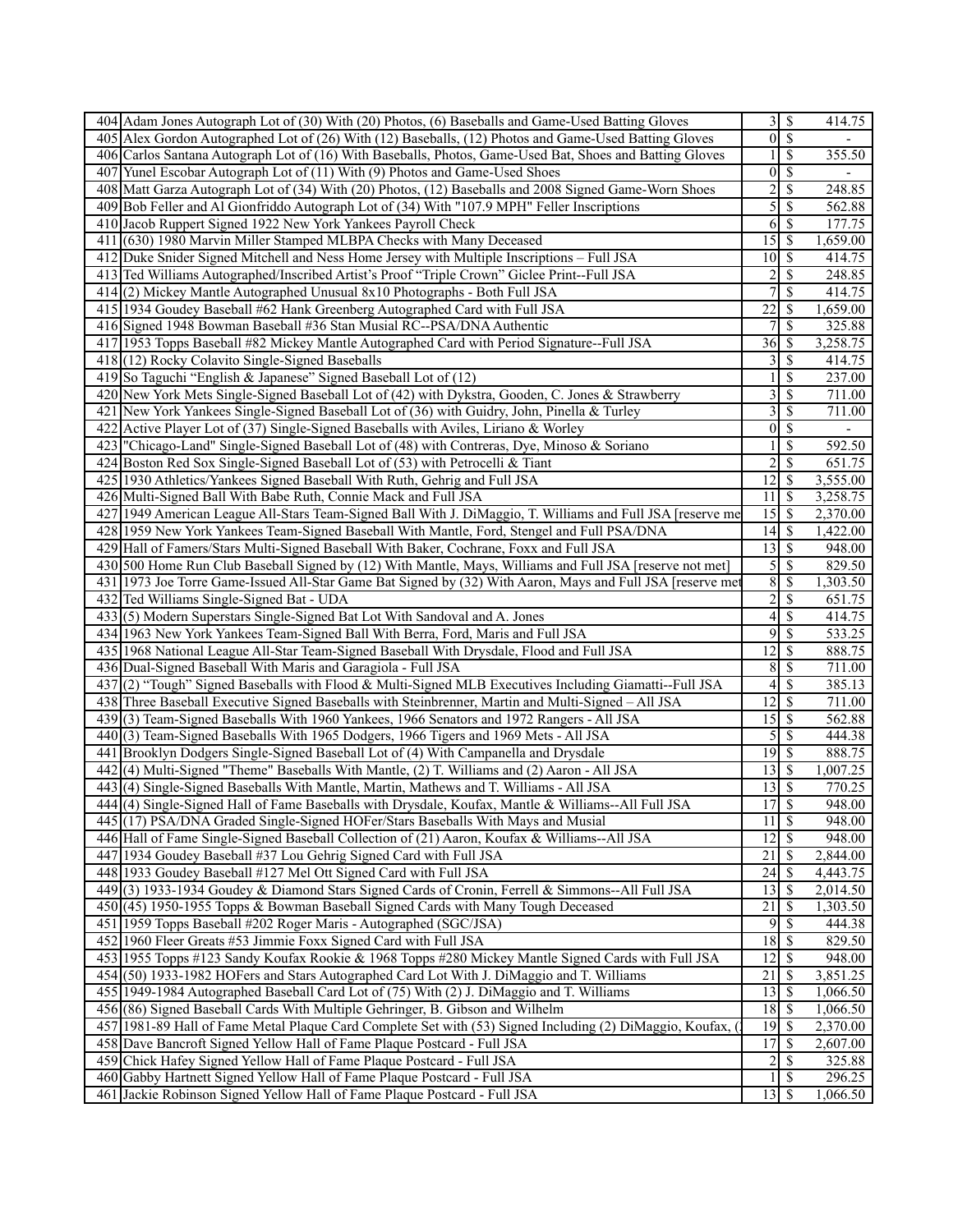| | | | | |
|---|---|---|---|---|
| 404 | Adam Jones Autograph Lot of (30) With (20) Photos, (6) Baseballs and Game-Used Batting Gloves | 3 | $ | 414.75 |
| 405 | Alex Gordon Autographed Lot of (26) With (12) Baseballs, (12) Photos and Game-Used Batting Gloves | 0 | $ | - |
| 406 | Carlos Santana Autograph Lot of (16) With Baseballs, Photos, Game-Used Bat, Shoes and Batting Gloves | 1 | $ | 355.50 |
| 407 | Yunel Escobar Autograph Lot of (11) With (9) Photos and Game-Used Shoes | 0 | $ | - |
| 408 | Matt Garza Autograph Lot of (34) With (20) Photos, (12) Baseballs and 2008 Signed Game-Worn Shoes | 2 | $ | 248.85 |
| 409 | Bob Feller and Al Gionfriddo Autograph Lot of (34) With "107.9 MPH" Feller Inscriptions | 5 | $ | 562.88 |
| 410 | Jacob Ruppert Signed 1922 New York Yankees Payroll Check | 6 | $ | 177.75 |
| 411 | (630) 1980 Marvin Miller Stamped MLBPA Checks with Many Deceased | 15 | $ | 1,659.00 |
| 412 | Duke Snider Signed Mitchell and Ness Home Jersey with Multiple Inscriptions – Full JSA | 10 | $ | 414.75 |
| 413 | Ted Williams Autographed/Inscribed Artist's Proof "Triple Crown" Giclee Print--Full JSA | 2 | $ | 248.85 |
| 414 | (2) Mickey Mantle Autographed Unusual 8x10 Photographs - Both Full JSA | 7 | $ | 414.75 |
| 415 | 1934 Goudey Baseball #62 Hank Greenberg Autographed Card with Full JSA | 22 | $ | 1,659.00 |
| 416 | Signed 1948 Bowman Baseball #36 Stan Musial RC--PSA/DNA Authentic | 7 | $ | 325.88 |
| 417 | 1953 Topps Baseball #82 Mickey Mantle Autographed Card with Period Signature--Full JSA | 36 | $ | 3,258.75 |
| 418 | (12) Rocky Colavito Single-Signed Baseballs | 3 | $ | 414.75 |
| 419 | So Taguchi "English & Japanese" Signed Baseball Lot of (12) | 1 | $ | 237.00 |
| 420 | New York Mets Single-Signed Baseball Lot of (42) with Dykstra, Gooden, C. Jones & Strawberry | 3 | $ | 711.00 |
| 421 | New York Yankees Single-Signed Baseball Lot of (36) with Guidry, John, Pinella & Turley | 3 | $ | 711.00 |
| 422 | Active Player Lot of (37) Single-Signed Baseballs with Aviles, Liriano & Worley | 0 | $ | - |
| 423 | "Chicago-Land" Single-Signed Baseball Lot of (48) with Contreras, Dye, Minoso & Soriano | 1 | $ | 592.50 |
| 424 | Boston Red Sox Single-Signed Baseball Lot of (53) with Petrocelli & Tiant | 2 | $ | 651.75 |
| 425 | 1930 Athletics/Yankees Signed Baseball With Ruth, Gehrig and Full JSA | 12 | $ | 3,555.00 |
| 426 | Multi-Signed Ball With Babe Ruth, Connie Mack and Full JSA | 11 | $ | 3,258.75 |
| 427 | 1949 American League All-Stars Team-Signed Ball With J. DiMaggio, T. Williams and Full JSA [reserve me | 15 | $ | 2,370.00 |
| 428 | 1959 New York Yankees Team-Signed Baseball With Mantle, Ford, Stengel and Full PSA/DNA | 14 | $ | 1,422.00 |
| 429 | Hall of Famers/Stars Multi-Signed Baseball With Baker, Cochrane, Foxx and Full JSA | 13 | $ | 948.00 |
| 430 | 500 Home Run Club Baseball Signed by (12) With Mantle, Mays, Williams and Full JSA [reserve not met] | 5 | $ | 829.50 |
| 431 | 1973 Joe Torre Game-Issued All-Star Game Bat Signed by (32) With Aaron, Mays and Full JSA [reserve met | 8 | $ | 1,303.50 |
| 432 | Ted Williams Single-Signed Bat - UDA | 2 | $ | 651.75 |
| 433 | (5) Modern Superstars Single-Signed Bat Lot With Sandoval and A. Jones | 4 | $ | 414.75 |
| 434 | 1963 New York Yankees Team-Signed Ball With Berra, Ford, Maris and Full JSA | 9 | $ | 533.25 |
| 435 | 1968 National League All-Star Team-Signed Baseball With Drysdale, Flood and Full JSA | 12 | $ | 888.75 |
| 436 | Dual-Signed Baseball With Maris and Garagiola - Full JSA | 8 | $ | 711.00 |
| 437 | (2) "Tough" Signed Baseballs with Flood & Multi-Signed MLB Executives Including Giamatti--Full JSA | 4 | $ | 385.13 |
| 438 | Three Baseball Executive Signed Baseballs with Steinbrenner, Martin and Multi-Signed – All JSA | 12 | $ | 711.00 |
| 439 | (3) Team-Signed Baseballs With 1960 Yankees, 1966 Senators and 1972 Rangers - All JSA | 15 | $ | 562.88 |
| 440 | (3) Team-Signed Baseballs With 1965 Dodgers, 1966 Tigers and 1969 Mets - All JSA | 5 | $ | 444.38 |
| 441 | Brooklyn Dodgers Single-Signed Baseball Lot of (4) With Campanella and Drysdale | 19 | $ | 888.75 |
| 442 | (4) Multi-Signed "Theme" Baseballs With Mantle, (2) T. Williams and (2) Aaron - All JSA | 13 | $ | 1,007.25 |
| 443 | (4) Single-Signed Baseballs With Mantle, Martin, Mathews and T. Williams - All JSA | 13 | $ | 770.25 |
| 444 | (4) Single-Signed Hall of Fame Baseballs with Drysdale, Koufax, Mantle & Williams--All Full JSA | 17 | $ | 948.00 |
| 445 | (17) PSA/DNA Graded Single-Signed HOFer/Stars Baseballs With Mays and Musial | 11 | $ | 948.00 |
| 446 | Hall of Fame Single-Signed Baseball Collection of (21) Aaron, Koufax & Williams--All JSA | 12 | $ | 948.00 |
| 447 | 1934 Goudey Baseball #37 Lou Gehrig Signed Card with Full JSA | 21 | $ | 2,844.00 |
| 448 | 1933 Goudey Baseball #127 Mel Ott Signed Card with Full JSA | 24 | $ | 4,443.75 |
| 449 | (3) 1933-1934 Goudey & Diamond Stars Signed Cards of Cronin, Ferrell & Simmons--All Full JSA | 13 | $ | 2,014.50 |
| 450 | (45) 1950-1955 Topps & Bowman Baseball Signed Cards with Many Tough Deceased | 21 | $ | 1,303.50 |
| 451 | 1959 Topps Baseball #202 Roger Maris - Autographed (SGC/JSA) | 9 | $ | 444.38 |
| 452 | 1960 Fleer Greats #53 Jimmie Foxx Signed Card with Full JSA | 18 | $ | 829.50 |
| 453 | 1955 Topps #123 Sandy Koufax Rookie & 1968 Topps #280 Mickey Mantle Signed Cards with Full JSA | 12 | $ | 948.00 |
| 454 | (50) 1933-1982 HOFers and Stars Autographed Card Lot With J. DiMaggio and T. Williams | 21 | $ | 3,851.25 |
| 455 | 1949-1984 Autographed Baseball Card Lot of (75) With (2) J. DiMaggio and T. Williams | 13 | $ | 1,066.50 |
| 456 | (86) Signed Baseball Cards With Multiple Gehringer, B. Gibson and Wilhelm | 18 | $ | 1,066.50 |
| 457 | 1981-89 Hall of Fame Metal Plaque Card Complete Set with (53) Signed Including (2) DiMaggio, Koufax, ( | 19 | $ | 2,370.00 |
| 458 | Dave Bancroft Signed Yellow Hall of Fame Plaque Postcard - Full JSA | 17 | $ | 2,607.00 |
| 459 | Chick Hafey Signed Yellow Hall of Fame Plaque Postcard - Full JSA | 2 | $ | 325.88 |
| 460 | Gabby Hartnett Signed Yellow Hall of Fame Plaque Postcard - Full JSA | 1 | $ | 296.25 |
| 461 | Jackie Robinson Signed Yellow Hall of Fame Plaque Postcard - Full JSA | 13 | $ | 1,066.50 |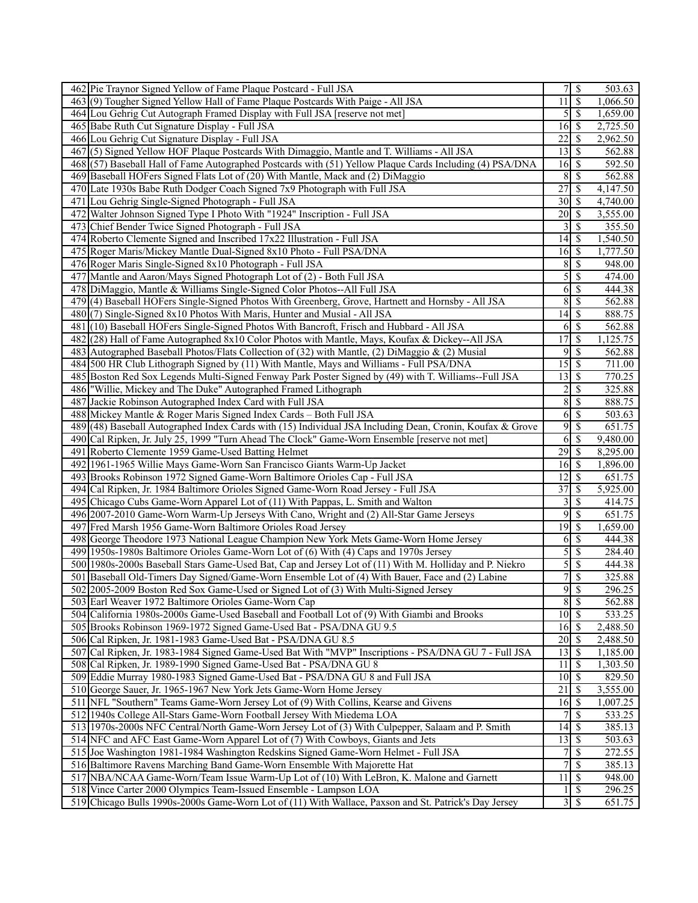| | | | | |
|---|---|---|---|---|
| 462 | Pie Traynor Signed Yellow of Fame Plaque Postcard - Full JSA | 7 | $ | 503.63 |
| 463 | (9) Tougher Signed Yellow Hall of Fame Plaque Postcards With Paige - All JSA | 11 | $ | 1,066.50 |
| 464 | Lou Gehrig Cut Autograph Framed Display with Full JSA [reserve not met] | 5 | $ | 1,659.00 |
| 465 | Babe Ruth Cut Signature Display - Full JSA | 16 | $ | 2,725.50 |
| 466 | Lou Gehrig Cut Signature Display - Full JSA | 22 | $ | 2,962.50 |
| 467 | (5) Signed Yellow HOF Plaque Postcards With Dimaggio, Mantle and T. Williams - All JSA | 13 | $ | 562.88 |
| 468 | (57) Baseball Hall of Fame Autographed Postcards with (51) Yellow Plaque Cards Including (4) PSA/DNA | 16 | $ | 592.50 |
| 469 | Baseball HOFers Signed Flats Lot of (20) With Mantle, Mack and (2) DiMaggio | 8 | $ | 562.88 |
| 470 | Late 1930s Babe Ruth Dodger Coach Signed 7x9 Photograph with Full JSA | 27 | $ | 4,147.50 |
| 471 | Lou Gehrig Single-Signed Photograph - Full JSA | 30 | $ | 4,740.00 |
| 472 | Walter Johnson Signed Type I Photo With "1924" Inscription - Full JSA | 20 | $ | 3,555.00 |
| 473 | Chief Bender Twice Signed Photograph - Full JSA | 3 | $ | 355.50 |
| 474 | Roberto Clemente Signed and Inscribed 17x22 Illustration - Full JSA | 14 | $ | 1,540.50 |
| 475 | Roger Maris/Mickey Mantle Dual-Signed 8x10 Photo - Full PSA/DNA | 16 | $ | 1,777.50 |
| 476 | Roger Maris Single-Signed 8x10 Photograph - Full JSA | 8 | $ | 948.00 |
| 477 | Mantle and Aaron/Mays Signed Photograph Lot of (2) - Both Full JSA | 5 | $ | 474.00 |
| 478 | DiMaggio, Mantle & Williams Single-Signed Color Photos--All Full JSA | 6 | $ | 444.38 |
| 479 | (4) Baseball HOFers Single-Signed Photos With Greenberg, Grove, Hartnett and Hornsby - All JSA | 8 | $ | 562.88 |
| 480 | (7) Single-Signed 8x10 Photos With Maris, Hunter and Musial - All JSA | 14 | $ | 888.75 |
| 481 | (10) Baseball HOFers Single-Signed Photos With Bancroft, Frisch and Hubbard - All JSA | 6 | $ | 562.88 |
| 482 | (28) Hall of Fame Autographed 8x10 Color Photos with Mantle, Mays, Koufax & Dickey--All JSA | 17 | $ | 1,125.75 |
| 483 | Autographed Baseball Photos/Flats Collection of (32) with Mantle, (2) DiMaggio & (2) Musial | 9 | $ | 562.88 |
| 484 | 500 HR Club Lithograph Signed by (11) With Mantle, Mays and Williams - Full PSA/DNA | 15 | $ | 711.00 |
| 485 | Boston Red Sox Legends Multi-Signed Fenway Park Poster Signed by (49) with T. Williams--Full JSA | 13 | $ | 770.25 |
| 486 | "Willie, Mickey and The Duke" Autographed Framed Lithograph | 2 | $ | 325.88 |
| 487 | Jackie Robinson Autographed Index Card with Full JSA | 8 | $ | 888.75 |
| 488 | Mickey Mantle & Roger Maris Signed Index Cards – Both Full JSA | 6 | $ | 503.63 |
| 489 | (48) Baseball Autographed Index Cards with (15) Individual JSA Including Dean, Cronin, Koufax & Grove | 9 | $ | 651.75 |
| 490 | Cal Ripken, Jr. July 25, 1999 "Turn Ahead The Clock" Game-Worn Ensemble [reserve not met] | 6 | $ | 9,480.00 |
| 491 | Roberto Clemente 1959 Game-Used Batting Helmet | 29 | $ | 8,295.00 |
| 492 | 1961-1965 Willie Mays Game-Worn San Francisco Giants Warm-Up Jacket | 16 | $ | 1,896.00 |
| 493 | Brooks Robinson 1972 Signed Game-Worn Baltimore Orioles Cap - Full JSA | 12 | $ | 651.75 |
| 494 | Cal Ripken, Jr. 1984 Baltimore Orioles Signed Game-Worn Road Jersey - Full JSA | 37 | $ | 5,925.00 |
| 495 | Chicago Cubs Game-Worn Apparel Lot of (11) With Pappas, L. Smith and Walton | 3 | $ | 414.75 |
| 496 | 2007-2010 Game-Worn Warm-Up Jerseys With Cano, Wright and (2) All-Star Game Jerseys | 9 | $ | 651.75 |
| 497 | Fred Marsh 1956 Game-Worn Baltimore Orioles Road Jersey | 19 | $ | 1,659.00 |
| 498 | George Theodore 1973 National League Champion New York Mets Game-Worn Home Jersey | 6 | $ | 444.38 |
| 499 | 1950s-1980s Baltimore Orioles Game-Worn Lot of (6) With (4) Caps and 1970s Jersey | 5 | $ | 284.40 |
| 500 | 1980s-2000s Baseball Stars Game-Used Bat, Cap and Jersey Lot of (11) With M. Holliday and P. Niekro | 5 | $ | 444.38 |
| 501 | Baseball Old-Timers Day Signed/Game-Worn Ensemble Lot of (4) With Bauer, Face and (2) Labine | 7 | $ | 325.88 |
| 502 | 2005-2009 Boston Red Sox Game-Used or Signed Lot of (3) With Multi-Signed Jersey | 9 | $ | 296.25 |
| 503 | Earl Weaver 1972 Baltimore Orioles Game-Worn Cap | 8 | $ | 562.88 |
| 504 | California 1980s-2000s Game-Used Baseball and Football Lot of (9) With Giambi and Brooks | 10 | $ | 533.25 |
| 505 | Brooks Robinson 1969-1972 Signed Game-Used Bat - PSA/DNA GU 9.5 | 16 | $ | 2,488.50 |
| 506 | Cal Ripken, Jr. 1981-1983 Game-Used Bat - PSA/DNA GU 8.5 | 20 | $ | 2,488.50 |
| 507 | Cal Ripken, Jr. 1983-1984 Signed Game-Used Bat With "MVP" Inscriptions - PSA/DNA GU 7 - Full JSA | 13 | $ | 1,185.00 |
| 508 | Cal Ripken, Jr. 1989-1990 Signed Game-Used Bat - PSA/DNA GU 8 | 11 | $ | 1,303.50 |
| 509 | Eddie Murray 1980-1983 Signed Game-Used Bat - PSA/DNA GU 8 and Full JSA | 10 | $ | 829.50 |
| 510 | George Sauer, Jr. 1965-1967 New York Jets Game-Worn Home Jersey | 21 | $ | 3,555.00 |
| 511 | NFL "Southern" Teams Game-Worn Jersey Lot of (9) With Collins, Kearse and Givens | 16 | $ | 1,007.25 |
| 512 | 1940s College All-Stars Game-Worn Football Jersey With Miedema LOA | 7 | $ | 533.25 |
| 513 | 1970s-2000s NFC Central/North Game-Worn Jersey Lot of (3) With Culpepper, Salaam and P. Smith | 14 | $ | 385.13 |
| 514 | NFC and AFC East Game-Worn Apparel Lot of (7) With Cowboys, Giants and Jets | 13 | $ | 503.63 |
| 515 | Joe Washington 1981-1984 Washington Redskins Signed Game-Worn Helmet - Full JSA | 7 | $ | 272.55 |
| 516 | Baltimore Ravens Marching Band Game-Worn Ensemble With Majorette Hat | 7 | $ | 385.13 |
| 517 | NBA/NCAA Game-Worn/Team Issue Warm-Up Lot of (10) With LeBron, K. Malone and Garnett | 11 | $ | 948.00 |
| 518 | Vince Carter 2000 Olympics Team-Issued Ensemble - Lampson LOA | 1 | $ | 296.25 |
| 519 | Chicago Bulls 1990s-2000s Game-Worn Lot of (11) With Wallace, Paxson and St. Patrick's Day Jersey | 3 | $ | 651.75 |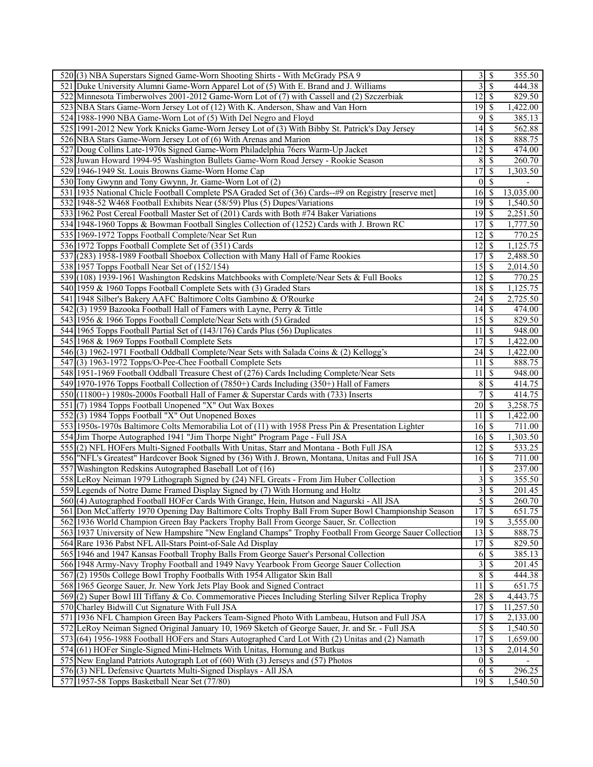| | | | | |
|---|---|---|---|---|
| 520 | (3) NBA Superstars Signed Game-Worn Shooting Shirts - With McGrady PSA 9 | 3 | $ | 355.50 |
| 521 | Duke University Alumni Game-Worn Apparel Lot of (5) With E. Brand and J. Williams | 3 | $ | 444.38 |
| 522 | Minnesota Timberwolves 2001-2012 Game-Worn Lot of (7) with Cassell and (2) Szczerbiak | 12 | $ | 829.50 |
| 523 | NBA Stars Game-Worn Jersey Lot of (12) With K. Anderson, Shaw and Van Horn | 19 | $ | 1,422.00 |
| 524 | 1988-1990 NBA Game-Worn Lot of (5) With Del Negro and Floyd | 9 | $ | 385.13 |
| 525 | 1991-2012 New York Knicks Game-Worn Jersey Lot of (3) With Bibby St. Patrick's Day Jersey | 14 | $ | 562.88 |
| 526 | NBA Stars Game-Worn Jersey Lot of (6) With Arenas and Marion | 18 | $ | 888.75 |
| 527 | Doug Collins Late-1970s Signed Game-Worn Philadelphia 76ers Warm-Up Jacket | 12 | $ | 474.00 |
| 528 | Juwan Howard 1994-95 Washington Bullets Game-Worn Road Jersey - Rookie Season | 8 | $ | 260.70 |
| 529 | 1946-1949 St. Louis Browns Game-Worn Home Cap | 17 | $ | 1,303.50 |
| 530 | Tony Gwynn and Tony Gwynn, Jr. Game-Worn Lot of (2) | 0 | $ | - |
| 531 | 1935 National Chicle Football Complete PSA Graded Set of (36) Cards--#9 on Registry [reserve met] | 16 | $ | 13,035.00 |
| 532 | 1948-52 W468 Football Exhibits Near (58/59) Plus (5) Dupes/Variations | 19 | $ | 1,540.50 |
| 533 | 1962 Post Cereal Football Master Set of (201) Cards with Both #74 Baker Variations | 19 | $ | 2,251.50 |
| 534 | 1948-1960 Topps & Bowman Football Singles Collection of (1252) Cards with J. Brown RC | 17 | $ | 1,777.50 |
| 535 | 1969-1972 Topps Football Complete/Near Set Run | 12 | $ | 770.25 |
| 536 | 1972 Topps Football Complete Set of (351) Cards | 12 | $ | 1,125.75 |
| 537 | (283) 1958-1989 Football Shoebox Collection with Many Hall of Fame Rookies | 17 | $ | 2,488.50 |
| 538 | 1957 Topps Football Near Set of (152/154) | 15 | $ | 2,014.50 |
| 539 | (108) 1939-1961 Washington Redskins Matchbooks with Complete/Near Sets & Full Books | 12 | $ | 770.25 |
| 540 | 1959 & 1960 Topps Football Complete Sets with (3) Graded Stars | 18 | $ | 1,125.75 |
| 541 | 1948 Silber's Bakery AAFC Baltimore Colts Gambino & O'Rourke | 24 | $ | 2,725.50 |
| 542 | (3) 1959 Bazooka Football Hall of Famers with Layne, Perry & Tittle | 14 | $ | 474.00 |
| 543 | 1956 & 1966 Topps Football Complete/Near Sets with (5) Graded | 15 | $ | 829.50 |
| 544 | 1965 Topps Football Partial Set of (143/176) Cards Plus (56) Duplicates | 11 | $ | 948.00 |
| 545 | 1968 & 1969 Topps Football Complete Sets | 17 | $ | 1,422.00 |
| 546 | (3) 1962-1971 Football Oddball Complete/Near Sets with Salada Coins & (2) Kellogg's | 24 | $ | 1,422.00 |
| 547 | (3) 1963-1972 Topps/O-Pee-Chee Football Complete Sets | 11 | $ | 888.75 |
| 548 | 1951-1969 Football Oddball Treasure Chest of (276) Cards Including Complete/Near Sets | 11 | $ | 948.00 |
| 549 | 1970-1976 Topps Football Collection of (7850+) Cards Including (350+) Hall of Famers | 8 | $ | 414.75 |
| 550 | (11800+) 1980s-2000s Football Hall of Famer & Superstar Cards with (733) Inserts | 7 | $ | 414.75 |
| 551 | (7) 1984 Topps Football Unopened "X" Out Wax Boxes | 20 | $ | 3,258.75 |
| 552 | (3) 1984 Topps Football "X" Out Unopened Boxes | 11 | $ | 1,422.00 |
| 553 | 1950s-1970s Baltimore Colts Memorabilia Lot of (11) with 1958 Press Pin & Presentation Lighter | 16 | $ | 711.00 |
| 554 | Jim Thorpe Autographed 1941 "Jim Thorpe Night" Program Page - Full JSA | 16 | $ | 1,303.50 |
| 555 | (2) NFL HOFers Multi-Signed Footballs With Unitas, Starr and Montana - Both Full JSA | 12 | $ | 533.25 |
| 556 | "NFL's Greatest" Hardcover Book Signed by (36) With J. Brown, Montana, Unitas and Full JSA | 16 | $ | 711.00 |
| 557 | Washington Redskins Autographed Baseball Lot of (16) | 1 | $ | 237.00 |
| 558 | LeRoy Neiman 1979 Lithograph Signed by (24) NFL Greats - From Jim Huber Collection | 3 | $ | 355.50 |
| 559 | Legends of Notre Dame Framed Display Signed by (7) With Hornung and Holtz | 3 | $ | 201.45 |
| 560 | (4) Autographed Football HOFer Cards With Grange, Hein, Hutson and Nagurski - All JSA | 5 | $ | 260.70 |
| 561 | Don McCafferty 1970 Opening Day Baltimore Colts Trophy Ball From Super Bowl Championship Season | 17 | $ | 651.75 |
| 562 | 1936 World Champion Green Bay Packers Trophy Ball From George Sauer, Sr. Collection | 19 | $ | 3,555.00 |
| 563 | 1937 University of New Hampshire "New England Champs" Trophy Football From George Sauer Collection | 13 | $ | 888.75 |
| 564 | Rare 1936 Pabst NFL All-Stars Point-of-Sale Ad Display | 17 | $ | 829.50 |
| 565 | 1946 and 1947 Kansas Football Trophy Balls From George Sauer's Personal Collection | 6 | $ | 385.13 |
| 566 | 1948 Army-Navy Trophy Football and 1949 Navy Yearbook From George Sauer Collection | 3 | $ | 201.45 |
| 567 | (2) 1950s College Bowl Trophy Footballs With 1954 Alligator Skin Ball | 8 | $ | 444.38 |
| 568 | 1965 George Sauer, Jr. New York Jets Play Book and Signed Contract | 11 | $ | 651.75 |
| 569 | (2) Super Bowl III Tiffany & Co. Commemorative Pieces Including Sterling Silver Replica Trophy | 28 | $ | 4,443.75 |
| 570 | Charley Bidwill Cut Signature With Full JSA | 17 | $ | 11,257.50 |
| 571 | 1936 NFL Champion Green Bay Packers Team-Signed Photo With Lambeau, Hutson and Full JSA | 17 | $ | 2,133.00 |
| 572 | LeRoy Neiman Signed Original January 10, 1969 Sketch of George Sauer, Jr. and Sr. - Full JSA | 5 | $ | 1,540.50 |
| 573 | (64) 1956-1988 Football HOFers and Stars Autographed Card Lot With (2) Unitas and (2) Namath | 17 | $ | 1,659.00 |
| 574 | (61) HOFer Single-Signed Mini-Helmets With Unitas, Hornung and Butkus | 13 | $ | 2,014.50 |
| 575 | New England Patriots Autograph Lot of (60) With (3) Jerseys and (57) Photos | 0 | $ | - |
| 576 | (3) NFL Defensive Quartets Multi-Signed Displays - All JSA | 6 | $ | 296.25 |
| 577 | 1957-58 Topps Basketball Near Set (77/80) | 19 | $ | 1,540.50 |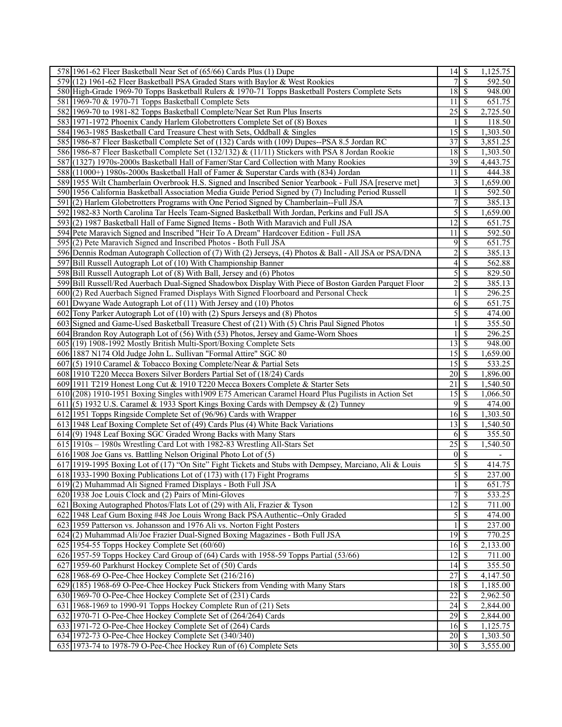| | | | | |
|---|---|---|---|---|
| 578 | 1961-62 Fleer Basketball Near Set of (65/66) Cards Plus (1) Dupe | 14 | $ | 1,125.75 |
| 579 | (12) 1961-62 Fleer Basketball PSA Graded Stars with Baylor & West Rookies | 7 | $ | 592.50 |
| 580 | High-Grade 1969-70 Topps Basketball Rulers & 1970-71 Topps Basketball Posters Complete Sets | 18 | $ | 948.00 |
| 581 | 1969-70 & 1970-71 Topps Basketball Complete Sets | 11 | $ | 651.75 |
| 582 | 1969-70 to 1981-82 Topps Basketball Complete/Near Set Run Plus Inserts | 25 | $ | 2,725.50 |
| 583 | 1971-1972 Phoenix Candy Harlem Globetrotters Complete Set of (8) Boxes | 1 | $ | 118.50 |
| 584 | 1963-1985 Basketball Card Treasure Chest with Sets, Oddball & Singles | 15 | $ | 1,303.50 |
| 585 | 1986-87 Fleer Basketball Complete Set of (132) Cards with (109) Dupes--PSA 8.5 Jordan RC | 37 | $ | 3,851.25 |
| 586 | 1986-87 Fleer Basketball Complete Set (132/132) & (11/11) Stickers with PSA 8 Jordan Rookie | 18 | $ | 1,303.50 |
| 587 | (1327) 1970s-2000s Basketball Hall of Famer/Star Card Collection with Many Rookies | 39 | $ | 4,443.75 |
| 588 | (11000+) 1980s-2000s Basketball Hall of Famer & Superstar Cards with (834) Jordan | 11 | $ | 444.38 |
| 589 | 1955 Wilt Chamberlain Overbrook H.S. Signed and Inscribed Senior Yearbook - Full JSA [reserve met] | 3 | $ | 1,659.00 |
| 590 | 1956 California Basketball Association Media Guide Period Signed by (7) Including Period Russell | 1 | $ | 592.50 |
| 591 | (2) Harlem Globetrotters Programs with One Period Signed by Chamberlain--Full JSA | 7 | $ | 385.13 |
| 592 | 1982-83 North Carolina Tar Heels Team-Signed Basketball With Jordan, Perkins and Full JSA | 5 | $ | 1,659.00 |
| 593 | (2) 1987 Basketball Hall of Fame Signed Items - Both With Maravich and Full JSA | 12 | $ | 651.75 |
| 594 | Pete Maravich Signed and Inscribed "Heir To A Dream" Hardcover Edition - Full JSA | 11 | $ | 592.50 |
| 595 | (2) Pete Maravich Signed and Inscribed Photos - Both Full JSA | 9 | $ | 651.75 |
| 596 | Dennis Rodman Autograph Collection of (7) With (2) Jerseys, (4) Photos & Ball - All JSA or PSA/DNA | 2 | $ | 385.13 |
| 597 | Bill Russell Autograph Lot of (10) With Championship Banner | 4 | $ | 562.88 |
| 598 | Bill Russell Autograph Lot of (8) With Ball, Jersey and (6) Photos | 5 | $ | 829.50 |
| 599 | Bill Russell/Red Auerbach Dual-Signed Shadowbox Display With Piece of Boston Garden Parquet Floor | 2 | $ | 385.13 |
| 600 | (2) Red Auerbach Signed Framed Displays With Signed Floorboard and Personal Check | 1 | $ | 296.25 |
| 601 | Dwyane Wade Autograph Lot of (11) With Jersey and (10) Photos | 6 | $ | 651.75 |
| 602 | Tony Parker Autograph Lot of (10) with (2) Spurs Jerseys and (8) Photos | 5 | $ | 474.00 |
| 603 | Signed and Game-Used Basketball Treasure Chest of (21) With (5) Chris Paul Signed Photos | 1 | $ | 355.50 |
| 604 | Brandon Roy Autograph Lot of (56) With (53) Photos, Jersey and Game-Worn Shoes | 1 | $ | 296.25 |
| 605 | (19) 1908-1992 Mostly British Multi-Sport/Boxing Complete Sets | 13 | $ | 948.00 |
| 606 | 1887 N174 Old Judge John L. Sullivan "Formal Attire" SGC 80 | 15 | $ | 1,659.00 |
| 607 | (5) 1910 Caramel & Tobacco Boxing Complete/Near & Partial Sets | 15 | $ | 533.25 |
| 608 | 1910 T220 Mecca Boxers Silver Borders Partial Set of (18/24) Cards | 20 | $ | 1,896.00 |
| 609 | 1911 T219 Honest Long Cut & 1910 T220 Mecca Boxers Complete & Starter Sets | 21 | $ | 1,540.50 |
| 610 | (208) 1910-1951 Boxing Singles with1909 E75 American Caramel Hoard Plus Pugilists in Action Set | 15 | $ | 1,066.50 |
| 611 | (5) 1932 U.S. Caramel & 1933 Sport Kings Boxing Cards with Dempsey & (2) Tunney | 9 | $ | 474.00 |
| 612 | 1951 Topps Ringside Complete Set of (96/96) Cards with Wrapper | 16 | $ | 1,303.50 |
| 613 | 1948 Leaf Boxing Complete Set of (49) Cards Plus (4) White Back Variations | 13 | $ | 1,540.50 |
| 614 | (9) 1948 Leaf Boxing SGC Graded Wrong Backs with Many Stars | 6 | $ | 355.50 |
| 615 | 1910s – 1980s Wrestling Card Lot with 1982-83 Wrestling All-Stars Set | 25 | $ | 1,540.50 |
| 616 | 1908 Joe Gans vs. Battling Nelson Original Photo Lot of (5) | 0 | $ | - |
| 617 | 1919-1995 Boxing Lot of (17) "On Site" Fight Tickets and Stubs with Dempsey, Marciano, Ali & Louis | 5 | $ | 414.75 |
| 618 | 1933-1990 Boxing Publications Lot of (173) with (17) Fight Programs | 5 | $ | 237.00 |
| 619 | (2) Muhammad Ali Signed Framed Displays - Both Full JSA | 1 | $ | 651.75 |
| 620 | 1938 Joe Louis Clock and (2) Pairs of Mini-Gloves | 7 | $ | 533.25 |
| 621 | Boxing Autographed Photos/Flats Lot of (29) with Ali, Frazier & Tyson | 12 | $ | 711.00 |
| 622 | 1948 Leaf Gum Boxing #48 Joe Louis Wrong Back PSA Authentic--Only Graded | 5 | $ | 474.00 |
| 623 | 1959 Patterson vs. Johansson and 1976 Ali vs. Norton Fight Posters | 1 | $ | 237.00 |
| 624 | (2) Muhammad Ali/Joe Frazier Dual-Signed Boxing Magazines - Both Full JSA | 19 | $ | 770.25 |
| 625 | 1954-55 Topps Hockey Complete Set (60/60) | 16 | $ | 2,133.00 |
| 626 | 1957-59 Topps Hockey Card Group of (64) Cards with 1958-59 Topps Partial (53/66) | 12 | $ | 711.00 |
| 627 | 1959-60 Parkhurst Hockey Complete Set of (50) Cards | 14 | $ | 355.50 |
| 628 | 1968-69 O-Pee-Chee Hockey Complete Set (216/216) | 27 | $ | 4,147.50 |
| 629 | (185) 1968-69 O-Pee-Chee Hockey Puck Stickers from Vending with Many Stars | 18 | $ | 1,185.00 |
| 630 | 1969-70 O-Pee-Chee Hockey Complete Set of (231) Cards | 22 | $ | 2,962.50 |
| 631 | 1968-1969 to 1990-91 Topps Hockey Complete Run of (21) Sets | 24 | $ | 2,844.00 |
| 632 | 1970-71 O-Pee-Chee Hockey Complete Set of (264/264) Cards | 29 | $ | 2,844.00 |
| 633 | 1971-72 O-Pee-Chee Hockey Complete Set of (264) Cards | 16 | $ | 1,125.75 |
| 634 | 1972-73 O-Pee-Chee Hockey Complete Set (340/340) | 20 | $ | 1,303.50 |
| 635 | 1973-74 to 1978-79 O-Pee-Chee Hockey Run of (6) Complete Sets | 30 | $ | 3,555.00 |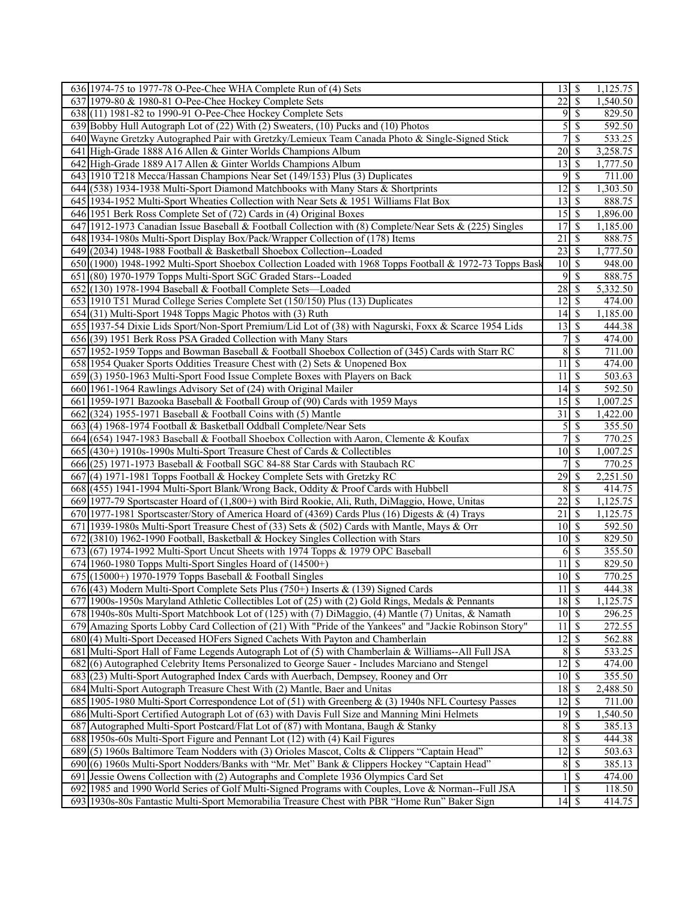| | | | | |
|---|---|---|---|---|
| 636 | 1974-75 to 1977-78 O-Pee-Chee WHA Complete Run of (4) Sets | 13 | $ | 1,125.75 |
| 637 | 1979-80 & 1980-81 O-Pee-Chee Hockey Complete Sets | 22 | $ | 1,540.50 |
| 638 | (11) 1981-82 to 1990-91 O-Pee-Chee Hockey Complete Sets | 9 | $ | 829.50 |
| 639 | Bobby Hull Autograph Lot of (22) With (2) Sweaters, (10) Pucks and (10) Photos | 5 | $ | 592.50 |
| 640 | Wayne Gretzky Autographed Pair with Gretzky/Lemieux Team Canada Photo & Single-Signed Stick | 7 | $ | 533.25 |
| 641 | High-Grade 1888 A16 Allen & Ginter Worlds Champions Album | 20 | $ | 3,258.75 |
| 642 | High-Grade 1889 A17 Allen & Ginter Worlds Champions Album | 13 | $ | 1,777.50 |
| 643 | 1910 T218 Mecca/Hassan Champions Near Set (149/153) Plus (3) Duplicates | 9 | $ | 711.00 |
| 644 | (538) 1934-1938 Multi-Sport Diamond Matchbooks with Many Stars & Shortprints | 12 | $ | 1,303.50 |
| 645 | 1934-1952 Multi-Sport Wheaties Collection with Near Sets & 1951 Williams Flat Box | 13 | $ | 888.75 |
| 646 | 1951 Berk Ross Complete Set of (72) Cards in (4) Original Boxes | 15 | $ | 1,896.00 |
| 647 | 1912-1973 Canadian Issue Baseball & Football Collection with (8) Complete/Near Sets & (225) Singles | 17 | $ | 1,185.00 |
| 648 | 1934-1980s Multi-Sport Display Box/Pack/Wrapper Collection of (178) Items | 21 | $ | 888.75 |
| 649 | (2034) 1948-1988 Football & Basketball Shoebox Collection--Loaded | 23 | $ | 1,777.50 |
| 650 | (1900) 1948-1992 Multi-Sport Shoebox Collection Loaded with 1968 Topps Football & 1972-73 Topps Bask | 10 | $ | 948.00 |
| 651 | (80) 1970-1979 Topps Multi-Sport SGC Graded Stars--Loaded | 9 | $ | 888.75 |
| 652 | (130) 1978-1994 Baseball & Football Complete Sets—Loaded | 28 | $ | 5,332.50 |
| 653 | 1910 T51 Murad College Series Complete Set (150/150) Plus (13) Duplicates | 12 | $ | 474.00 |
| 654 | (31) Multi-Sport 1948 Topps Magic Photos with (3) Ruth | 14 | $ | 1,185.00 |
| 655 | 1937-54 Dixie Lids Sport/Non-Sport Premium/Lid Lot of (38) with Nagurski, Foxx & Scarce 1954 Lids | 13 | $ | 444.38 |
| 656 | (39) 1951 Berk Ross PSA Graded Collection with Many Stars | 7 | $ | 474.00 |
| 657 | 1952-1959 Topps and Bowman Baseball & Football Shoebox Collection of (345) Cards with Starr RC | 8 | $ | 711.00 |
| 658 | 1954 Quaker Sports Oddities Treasure Chest with (2) Sets & Unopened Box | 11 | $ | 474.00 |
| 659 | (3) 1950-1963 Multi-Sport Food Issue Complete Boxes with Players on Back | 11 | $ | 503.63 |
| 660 | 1961-1964 Rawlings Advisory Set of (24) with Original Mailer | 14 | $ | 592.50 |
| 661 | 1959-1971 Bazooka Baseball & Football Group of (90) Cards with 1959 Mays | 15 | $ | 1,007.25 |
| 662 | (324) 1955-1971 Baseball & Football Coins with (5) Mantle | 31 | $ | 1,422.00 |
| 663 | (4) 1968-1974 Football & Basketball Oddball Complete/Near Sets | 5 | $ | 355.50 |
| 664 | (654) 1947-1983 Baseball & Football Shoebox Collection with Aaron, Clemente & Koufax | 7 | $ | 770.25 |
| 665 | (430+) 1910s-1990s Multi-Sport Treasure Chest of Cards & Collectibles | 10 | $ | 1,007.25 |
| 666 | (25) 1971-1973 Baseball & Football SGC 84-88 Star Cards with Staubach RC | 7 | $ | 770.25 |
| 667 | (4) 1971-1981 Topps Football & Hockey Complete Sets with Gretzky RC | 29 | $ | 2,251.50 |
| 668 | (455) 1941-1994 Multi-Sport Blank/Wrong Back, Oddity & Proof Cards with Hubbell | 8 | $ | 414.75 |
| 669 | 1977-79 Sportscaster Hoard of (1,800+) with Bird Rookie, Ali, Ruth, DiMaggio, Howe, Unitas | 22 | $ | 1,125.75 |
| 670 | 1977-1981 Sportscaster/Story of America Hoard of (4369) Cards Plus (16) Digests & (4) Trays | 21 | $ | 1,125.75 |
| 671 | 1939-1980s Multi-Sport Treasure Chest of (33) Sets & (502) Cards with Mantle, Mays & Orr | 10 | $ | 592.50 |
| 672 | (3810) 1962-1990 Football, Basketball & Hockey Singles Collection with Stars | 10 | $ | 829.50 |
| 673 | (67) 1974-1992 Multi-Sport Uncut Sheets with 1974 Topps & 1979 OPC Baseball | 6 | $ | 355.50 |
| 674 | 1960-1980 Topps Multi-Sport Singles Hoard of (14500+) | 11 | $ | 829.50 |
| 675 | (15000+) 1970-1979 Topps Baseball & Football Singles | 10 | $ | 770.25 |
| 676 | (43) Modern Multi-Sport Complete Sets Plus (750+) Inserts & (139) Signed Cards | 11 | $ | 444.38 |
| 677 | 1900s-1950s Maryland Athletic Collectibles Lot of (25) with (2) Gold Rings, Medals & Pennants | 18 | $ | 1,125.75 |
| 678 | 1940s-80s Multi-Sport Matchbook Lot of (125) with (7) DiMaggio, (4) Mantle (7) Unitas, & Namath | 10 | $ | 296.25 |
| 679 | Amazing Sports Lobby Card Collection of (21) With "Pride of the Yankees" and "Jackie Robinson Story" | 11 | $ | 272.55 |
| 680 | (4) Multi-Sport Deceased HOFers Signed Cachets With Payton and Chamberlain | 12 | $ | 562.88 |
| 681 | Multi-Sport Hall of Fame Legends Autograph Lot of (5) with Chamberlain & Williams--All Full JSA | 8 | $ | 533.25 |
| 682 | (6) Autographed Celebrity Items Personalized to George Sauer - Includes Marciano and Stengel | 12 | $ | 474.00 |
| 683 | (23) Multi-Sport Autographed Index Cards with Auerbach, Dempsey, Rooney and Orr | 10 | $ | 355.50 |
| 684 | Multi-Sport Autograph Treasure Chest With (2) Mantle, Baer and Unitas | 18 | $ | 2,488.50 |
| 685 | 1905-1980 Multi-Sport Correspondence Lot of (51) with Greenberg & (3) 1940s NFL Courtesy Passes | 12 | $ | 711.00 |
| 686 | Multi-Sport Certified Autograph Lot of (63) with Davis Full Size and Manning Mini Helmets | 19 | $ | 1,540.50 |
| 687 | Autographed Multi-Sport Postcard/Flat Lot of (87) with Montana, Baugh & Stanky | 8 | $ | 385.13 |
| 688 | 1950s-60s Multi-Sport Figure and Pennant Lot (12) with (4) Kail Figures | 8 | $ | 444.38 |
| 689 | (5) 1960s Baltimore Team Nodders with (3) Orioles Mascot, Colts & Clippers "Captain Head" | 12 | $ | 503.63 |
| 690 | (6) 1960s Multi-Sport Nodders/Banks with "Mr. Met" Bank & Clippers Hockey "Captain Head" | 8 | $ | 385.13 |
| 691 | Jessie Owens Collection with (2) Autographs and Complete 1936 Olympics Card Set | 1 | $ | 474.00 |
| 692 | 1985 and 1990 World Series of Golf Multi-Signed Programs with Couples, Love & Norman--Full JSA | 1 | $ | 118.50 |
| 693 | 1930s-80s Fantastic Multi-Sport Memorabilia Treasure Chest with PBR "Home Run" Baker Sign | 14 | $ | 414.75 |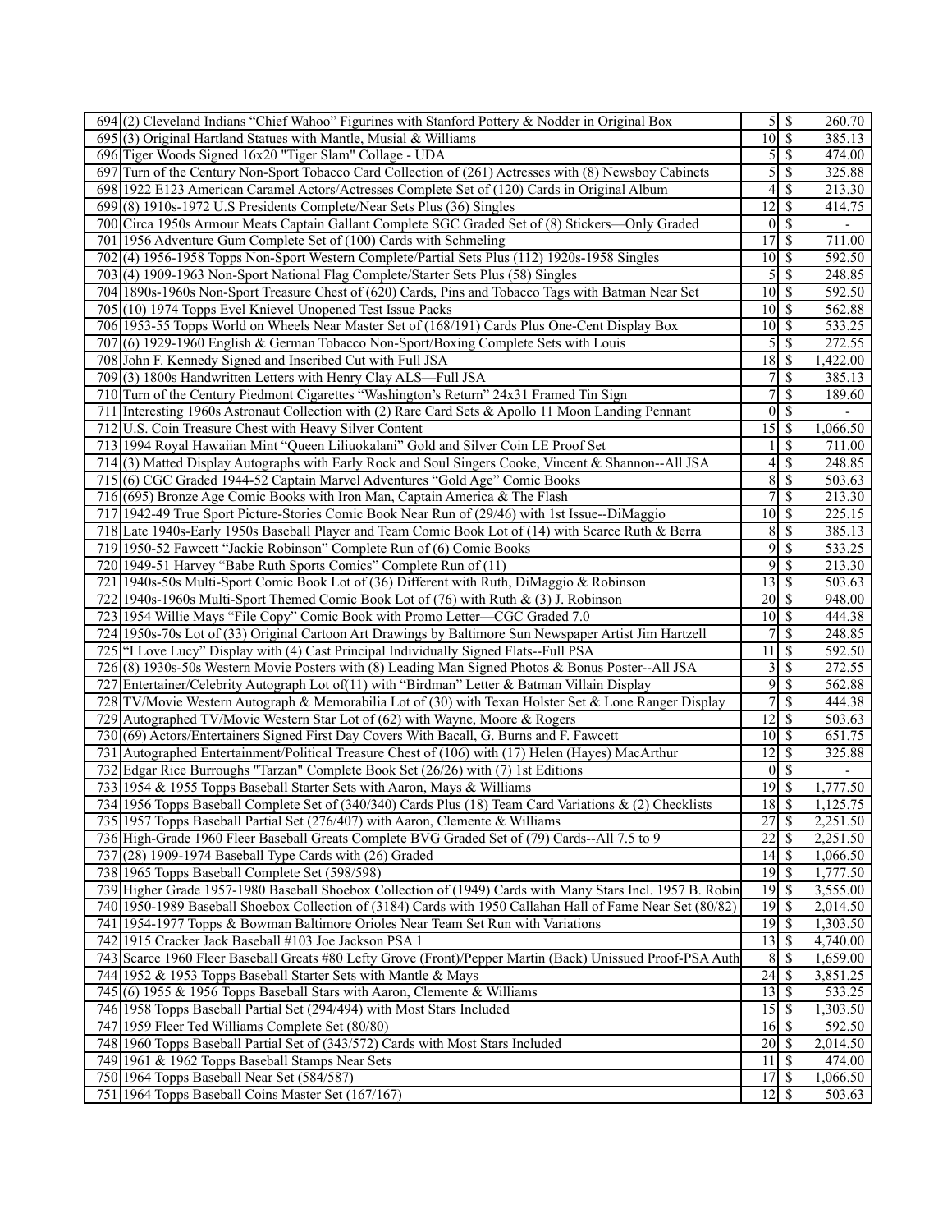| | | | | |
|---|---|---|---|---|
| 694 | (2) Cleveland Indians "Chief Wahoo" Figurines with Stanford Pottery & Nodder in Original Box | 5 | $ | 260.70 |
| 695 | (3) Original Hartland Statues with Mantle, Musial & Williams | 10 | $ | 385.13 |
| 696 | Tiger Woods Signed 16x20 "Tiger Slam" Collage - UDA | 5 | $ | 474.00 |
| 697 | Turn of the Century Non-Sport Tobacco Card Collection of (261) Actresses with (8) Newsboy Cabinets | 5 | $ | 325.88 |
| 698 | 1922 E123 American Caramel Actors/Actresses Complete Set of (120) Cards in Original Album | 4 | $ | 213.30 |
| 699 | (8) 1910s-1972 U.S Presidents Complete/Near Sets Plus (36) Singles | 12 | $ | 414.75 |
| 700 | Circa 1950s Armour Meats Captain Gallant Complete SGC Graded Set of (8) Stickers—Only Graded | 0 | $ | - |
| 701 | 1956 Adventure Gum Complete Set of (100) Cards with Schmeling | 17 | $ | 711.00 |
| 702 | (4) 1956-1958 Topps Non-Sport Western Complete/Partial Sets Plus (112) 1920s-1958 Singles | 10 | $ | 592.50 |
| 703 | (4) 1909-1963 Non-Sport National Flag Complete/Starter Sets Plus (58) Singles | 5 | $ | 248.85 |
| 704 | 1890s-1960s Non-Sport Treasure Chest of (620) Cards, Pins and Tobacco Tags with Batman Near Set | 10 | $ | 592.50 |
| 705 | (10) 1974 Topps Evel Knievel Unopened Test Issue Packs | 10 | $ | 562.88 |
| 706 | 1953-55 Topps World on Wheels Near Master Set of (168/191) Cards Plus One-Cent Display Box | 10 | $ | 533.25 |
| 707 | (6) 1929-1960 English & German Tobacco Non-Sport/Boxing Complete Sets with Louis | 5 | $ | 272.55 |
| 708 | John F. Kennedy Signed and Inscribed Cut with Full JSA | 18 | $ | 1,422.00 |
| 709 | (3) 1800s Handwritten Letters with Henry Clay ALS—Full JSA | 7 | $ | 385.13 |
| 710 | Turn of the Century Piedmont Cigarettes "Washington's Return" 24x31 Framed Tin Sign | 7 | $ | 189.60 |
| 711 | Interesting 1960s Astronaut Collection with (2) Rare Card Sets & Apollo 11 Moon Landing Pennant | 0 | $ | - |
| 712 | U.S. Coin Treasure Chest with Heavy Silver Content | 15 | $ | 1,066.50 |
| 713 | 1994 Royal Hawaiian Mint "Queen Liliuokalani" Gold and Silver Coin LE Proof Set | 1 | $ | 711.00 |
| 714 | (3) Matted Display Autographs with Early Rock and Soul Singers Cooke, Vincent & Shannon--All JSA | 4 | $ | 248.85 |
| 715 | (6) CGC Graded 1944-52 Captain Marvel Adventures "Gold Age" Comic Books | 8 | $ | 503.63 |
| 716 | (695) Bronze Age Comic Books with Iron Man, Captain America & The Flash | 7 | $ | 213.30 |
| 717 | 1942-49 True Sport Picture-Stories Comic Book Near Run of (29/46) with 1st Issue--DiMaggio | 10 | $ | 225.15 |
| 718 | Late 1940s-Early 1950s Baseball Player and Team Comic Book Lot of (14) with Scarce Ruth & Berra | 8 | $ | 385.13 |
| 719 | 1950-52 Fawcett "Jackie Robinson" Complete Run of (6) Comic Books | 9 | $ | 533.25 |
| 720 | 1949-51 Harvey "Babe Ruth Sports Comics" Complete Run of (11) | 9 | $ | 213.30 |
| 721 | 1940s-50s Multi-Sport Comic Book Lot of (36) Different with Ruth, DiMaggio & Robinson | 13 | $ | 503.63 |
| 722 | 1940s-1960s Multi-Sport Themed Comic Book Lot of (76) with Ruth & (3) J. Robinson | 20 | $ | 948.00 |
| 723 | 1954 Willie Mays "File Copy" Comic Book with Promo Letter—CGC Graded 7.0 | 10 | $ | 444.38 |
| 724 | 1950s-70s Lot of (33) Original Cartoon Art Drawings by Baltimore Sun Newspaper Artist Jim Hartzell | 7 | $ | 248.85 |
| 725 | "I Love Lucy" Display with (4) Cast Principal Individually Signed Flats--Full PSA | 11 | $ | 592.50 |
| 726 | (8) 1930s-50s Western Movie Posters with (8) Leading Man Signed Photos & Bonus Poster--All JSA | 3 | $ | 272.55 |
| 727 | Entertainer/Celebrity Autograph Lot of(11) with "Birdman" Letter & Batman Villain Display | 9 | $ | 562.88 |
| 728 | TV/Movie Western Autograph & Memorabilia Lot of (30) with Texan Holster Set & Lone Ranger Display | 7 | $ | 444.38 |
| 729 | Autographed TV/Movie Western Star Lot of (62) with Wayne, Moore & Rogers | 12 | $ | 503.63 |
| 730 | (69) Actors/Entertainers Signed First Day Covers With Bacall, G. Burns and F. Fawcett | 10 | $ | 651.75 |
| 731 | Autographed Entertainment/Political Treasure Chest of (106) with (17) Helen (Hayes) MacArthur | 12 | $ | 325.88 |
| 732 | Edgar Rice Burroughs "Tarzan" Complete Book Set (26/26) with (7) 1st Editions | 0 | $ | - |
| 733 | 1954 & 1955 Topps Baseball Starter Sets with Aaron, Mays & Williams | 19 | $ | 1,777.50 |
| 734 | 1956 Topps Baseball Complete Set of (340/340) Cards Plus (18) Team Card Variations & (2) Checklists | 18 | $ | 1,125.75 |
| 735 | 1957 Topps Baseball Partial Set (276/407) with Aaron, Clemente & Williams | 27 | $ | 2,251.50 |
| 736 | High-Grade 1960 Fleer Baseball Greats Complete BVG Graded Set of (79) Cards--All 7.5 to 9 | 22 | $ | 2,251.50 |
| 737 | (28) 1909-1974 Baseball Type Cards with (26) Graded | 14 | $ | 1,066.50 |
| 738 | 1965 Topps Baseball Complete Set (598/598) | 19 | $ | 1,777.50 |
| 739 | Higher Grade 1957-1980 Baseball Shoebox Collection of (1949) Cards with Many Stars Incl. 1957 B. Robin | 19 | $ | 3,555.00 |
| 740 | 1950-1989 Baseball Shoebox Collection of (3184) Cards with 1950 Callahan Hall of Fame Near Set (80/82) | 19 | $ | 2,014.50 |
| 741 | 1954-1977 Topps & Bowman Baltimore Orioles Near Team Set Run with Variations | 19 | $ | 1,303.50 |
| 742 | 1915 Cracker Jack Baseball #103 Joe Jackson PSA 1 | 13 | $ | 4,740.00 |
| 743 | Scarce 1960 Fleer Baseball Greats #80 Lefty Grove (Front)/Pepper Martin (Back) Unissued Proof-PSA Auth | 8 | $ | 1,659.00 |
| 744 | 1952 & 1953 Topps Baseball Starter Sets with Mantle & Mays | 24 | $ | 3,851.25 |
| 745 | (6) 1955 & 1956 Topps Baseball Stars with Aaron, Clemente & Williams | 13 | $ | 533.25 |
| 746 | 1958 Topps Baseball Partial Set (294/494) with Most Stars Included | 15 | $ | 1,303.50 |
| 747 | 1959 Fleer Ted Williams Complete Set (80/80) | 16 | $ | 592.50 |
| 748 | 1960 Topps Baseball Partial Set of (343/572) Cards with Most Stars Included | 20 | $ | 2,014.50 |
| 749 | 1961 & 1962 Topps Baseball Stamps Near Sets | 11 | $ | 474.00 |
| 750 | 1964 Topps Baseball Near Set (584/587) | 17 | $ | 1,066.50 |
| 751 | 1964 Topps Baseball Coins Master Set (167/167) | 12 | $ | 503.63 |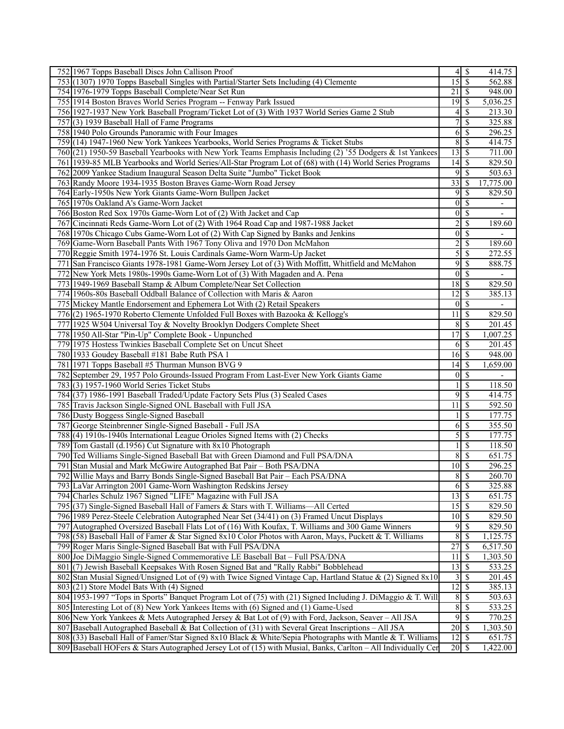| | | | | |
|---|---|---|---|---|
| 752 | 1967 Topps Baseball Discs John Callison Proof | 4 | $ | 414.75 |
| 753 | (1307) 1970 Topps Baseball Singles with Partial/Starter Sets Including (4) Clemente | 15 | $ | 562.88 |
| 754 | 1976-1979 Topps Baseball Complete/Near Set Run | 21 | $ | 948.00 |
| 755 | 1914 Boston Braves World Series Program -- Fenway Park Issued | 19 | $ | 5,036.25 |
| 756 | 1927-1937 New York Baseball Program/Ticket Lot of (3) With 1937 World Series Game 2 Stub | 4 | $ | 213.30 |
| 757 | (3) 1939 Baseball Hall of Fame Programs | 7 | $ | 325.88 |
| 758 | 1940 Polo Grounds Panoramic with Four Images | 6 | $ | 296.25 |
| 759 | (14) 1947-1960 New York Yankees Yearbooks, World Series Programs & Ticket Stubs | 8 | $ | 414.75 |
| 760 | (21) 1950-59 Baseball Yearbooks with New York Teams Emphasis Including (2) '55 Dodgers & 1st Yankees | 13 | $ | 711.00 |
| 761 | 1939-85 MLB Yearbooks and World Series/All-Star Program Lot of (68) with (14) World Series Programs | 14 | $ | 829.50 |
| 762 | 2009 Yankee Stadium Inaugural Season Delta Suite "Jumbo" Ticket Book | 9 | $ | 503.63 |
| 763 | Randy Moore 1934-1935 Boston Braves Game-Worn Road Jersey | 33 | $ | 17,775.00 |
| 764 | Early-1950s New York Giants Game-Worn Bullpen Jacket | 9 | $ | 829.50 |
| 765 | 1970s Oakland A's Game-Worn Jacket | 0 | $ | - |
| 766 | Boston Red Sox 1970s Game-Worn Lot of (2) With Jacket and Cap | 0 | $ | - |
| 767 | Cincinnati Reds Game-Worn Lot of (2) With 1964 Road Cap and 1987-1988 Jacket | 2 | $ | 189.60 |
| 768 | 1970s Chicago Cubs Game-Worn Lot of (2) With Cap Signed by Banks and Jenkins | 0 | $ | - |
| 769 | Game-Worn Baseball Pants With 1967 Tony Oliva and 1970 Don McMahon | 2 | $ | 189.60 |
| 770 | Reggie Smith 1974-1976 St. Louis Cardinals Game-Worn Warm-Up Jacket | 5 | $ | 272.55 |
| 771 | San Francisco Giants 1978-1981 Game-Worn Jersey Lot of (3) With Moffitt, Whitfield and McMahon | 9 | $ | 888.75 |
| 772 | New York Mets 1980s-1990s Game-Worn Lot of (3) With Magaden and A. Pena | 0 | $ | - |
| 773 | 1949-1969 Baseball Stamp & Album Complete/Near Set Collection | 18 | $ | 829.50 |
| 774 | 1960s-80s Baseball Oddball Balance of Collection with Maris & Aaron | 12 | $ | 385.13 |
| 775 | Mickey Mantle Endorsement and Ephemera Lot With (2) Retail Speakers | 0 | $ | - |
| 776 | (2) 1965-1970 Roberto Clemente Unfolded Full Boxes with Bazooka & Kellogg's | 11 | $ | 829.50 |
| 777 | 1925 W504 Universal Toy & Novelty Brooklyn Dodgers Complete Sheet | 8 | $ | 201.45 |
| 778 | 1950 All-Star "Pin-Up" Complete Book - Unpunched | 17 | $ | 1,007.25 |
| 779 | 1975 Hostess Twinkies Baseball Complete Set on Uncut Sheet | 6 | $ | 201.45 |
| 780 | 1933 Goudey Baseball #181 Babe Ruth PSA 1 | 16 | $ | 948.00 |
| 781 | 1971 Topps Baseball #5 Thurman Munson BVG 9 | 14 | $ | 1,659.00 |
| 782 | September 29, 1957 Polo Grounds-Issued Program From Last-Ever New York Giants Game | 0 | $ | - |
| 783 | (3) 1957-1960 World Series Ticket Stubs | 1 | $ | 118.50 |
| 784 | (37) 1986-1991 Baseball Traded/Update Factory Sets Plus (3) Sealed Cases | 9 | $ | 414.75 |
| 785 | Travis Jackson Single-Signed ONL Baseball with Full JSA | 11 | $ | 592.50 |
| 786 | Dusty Boggess Single-Signed Baseball | 1 | $ | 177.75 |
| 787 | George Steinbrenner Single-Signed Baseball - Full JSA | 6 | $ | 355.50 |
| 788 | (4) 1910s-1940s International League Orioles Signed Items with (2) Checks | 5 | $ | 177.75 |
| 789 | Tom Gastall (d.1956) Cut Signature with 8x10 Photograph | 1 | $ | 118.50 |
| 790 | Ted Williams Single-Signed Baseball Bat with Green Diamond and Full PSA/DNA | 8 | $ | 651.75 |
| 791 | Stan Musial and Mark McGwire Autographed Bat Pair – Both PSA/DNA | 10 | $ | 296.25 |
| 792 | Willie Mays and Barry Bonds Single-Signed Baseball Bat Pair – Each PSA/DNA | 8 | $ | 260.70 |
| 793 | LaVar Arrington 2001 Game-Worn Washington Redskins Jersey | 6 | $ | 325.88 |
| 794 | Charles Schulz 1967 Signed "LIFE" Magazine with Full JSA | 13 | $ | 651.75 |
| 795 | (37) Single-Signed Baseball Hall of Famers & Stars with T. Williams—All Certed | 15 | $ | 829.50 |
| 796 | 1989 Perez-Steele Celebration Autographed Near Set (34/41) on (3) Framed Uncut Displays | 10 | $ | 829.50 |
| 797 | Autographed Oversized Baseball Flats Lot of (16) With Koufax, T. Williams and 300 Game Winners | 9 | $ | 829.50 |
| 798 | (58) Baseball Hall of Famer & Star Signed 8x10 Color Photos with Aaron, Mays, Puckett & T. Williams | 8 | $ | 1,125.75 |
| 799 | Roger Maris Single-Signed Baseball Bat with Full PSA/DNA | 27 | $ | 6,517.50 |
| 800 | Joe DiMaggio Single-Signed Commemorative LE Baseball Bat – Full PSA/DNA | 11 | $ | 1,303.50 |
| 801 | (7) Jewish Baseball Keepsakes With Rosen Signed Bat and "Rally Rabbi" Bobblehead | 13 | $ | 533.25 |
| 802 | Stan Musial Signed/Unsigned Lot of (9) with Twice Signed Vintage Cap, Hartland Statue & (2) Signed 8x10 | 3 | $ | 201.45 |
| 803 | (21) Store Model Bats With (4) Signed | 12 | $ | 385.13 |
| 804 | 1953-1997 "Tops in Sports" Banquet Program Lot of (75) with (21) Signed Including J. DiMaggio & T. Will | 8 | $ | 503.63 |
| 805 | Interesting Lot of (8) New York Yankees Items with (6) Signed and (1) Game-Used | 8 | $ | 533.25 |
| 806 | New York Yankees & Mets Autographed Jersey & Bat Lot of (9) with Ford, Jackson, Seaver – All JSA | 9 | $ | 770.25 |
| 807 | Baseball Autographed Baseball & Bat Collection of (31) with Several Great Inscriptions – All JSA | 20 | $ | 1,303.50 |
| 808 | (33) Baseball Hall of Famer/Star Signed 8x10 Black & White/Sepia Photographs with Mantle & T. Williams | 12 | $ | 651.75 |
| 809 | Baseball HOFers & Stars Autographed Jersey Lot of (15) with Musial, Banks, Carlton – All Individually Cer | 20 | $ | 1,422.00 |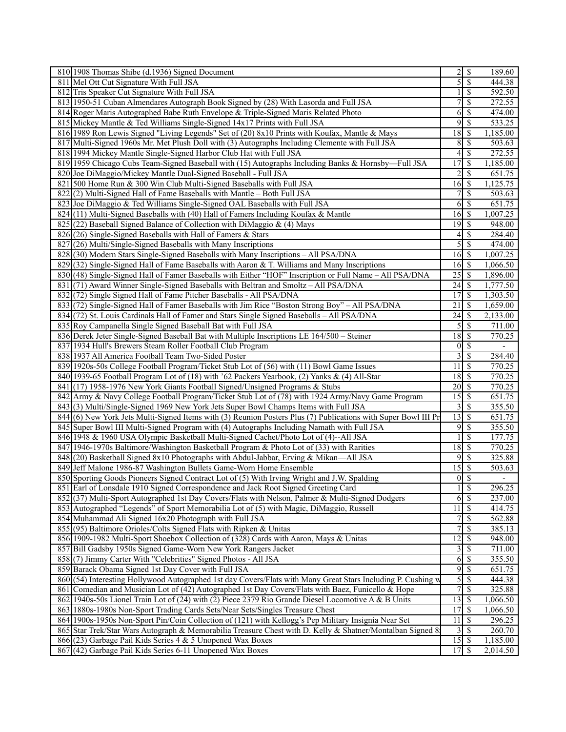| | | | | |
|---|---|---|---|---|
| 810 | 1908 Thomas Shibe (d.1936) Signed Document | 2 | $ | 189.60 |
| 811 | Mel Ott Cut Signature With Full JSA | 5 | $ | 444.38 |
| 812 | Tris Speaker Cut Signature With Full JSA | 1 | $ | 592.50 |
| 813 | 1950-51 Cuban Almendares Autograph Book Signed by (28) With Lasorda and Full JSA | 7 | $ | 272.55 |
| 814 | Roger Maris Autographed Babe Ruth Envelope & Triple-Signed Maris Related Photo | 6 | $ | 474.00 |
| 815 | Mickey Mantle & Ted Williams Single-Signed 14x17 Prints with Full JSA | 9 | $ | 533.25 |
| 816 | 1989 Ron Lewis Signed "Living Legends" Set of (20) 8x10 Prints with Koufax, Mantle & Mays | 18 | $ | 1,185.00 |
| 817 | Multi-Signed 1960s Mr. Met Plush Doll with (3) Autographs Including Clemente with Full JSA | 8 | $ | 503.63 |
| 818 | 1994 Mickey Mantle Single-Signed Harbor Club Hat with Full JSA | 4 | $ | 272.55 |
| 819 | 1959 Chicago Cubs Team-Signed Baseball with (15) Autographs Including Banks & Hornsby—Full JSA | 17 | $ | 1,185.00 |
| 820 | Joe DiMaggio/Mickey Mantle Dual-Signed Baseball - Full JSA | 2 | $ | 651.75 |
| 821 | 500 Home Run & 300 Win Club Multi-Signed Baseballs with Full JSA | 16 | $ | 1,125.75 |
| 822 | (2) Multi-Signed Hall of Fame Baseballs with Mantle – Both Full JSA | 7 | $ | 503.63 |
| 823 | Joe DiMaggio & Ted Williams Single-Signed OAL Baseballs with Full JSA | 6 | $ | 651.75 |
| 824 | (11) Multi-Signed Baseballs with (40) Hall of Famers Including Koufax & Mantle | 16 | $ | 1,007.25 |
| 825 | (22) Baseball Signed Balance of Collection with DiMaggio & (4) Mays | 19 | $ | 948.00 |
| 826 | (26) Single-Signed Baseballs with Hall of Famers & Stars | 4 | $ | 284.40 |
| 827 | (26) Multi/Single-Signed Baseballs with Many Inscriptions | 5 | $ | 474.00 |
| 828 | (30) Modern Stars Single-Signed Baseballs with Many Inscriptions – All PSA/DNA | 16 | $ | 1,007.25 |
| 829 | (32) Single-Signed Hall of Fame Baseballs with Aaron & T. Williams and Many Inscriptions | 16 | $ | 1,066.50 |
| 830 | (48) Single-Signed Hall of Famer Baseballs with Either "HOF" Inscription or Full Name – All PSA/DNA | 25 | $ | 1,896.00 |
| 831 | (71) Award Winner Single-Signed Baseballs with Beltran and Smoltz – All PSA/DNA | 24 | $ | 1,777.50 |
| 832 | (72) Single Signed Hall of Fame Pitcher Baseballs - All PSA/DNA | 17 | $ | 1,303.50 |
| 833 | (72) Single-Signed Hall of Famer Baseballs with Jim Rice "Boston Strong Boy" – All PSA/DNA | 21 | $ | 1,659.00 |
| 834 | (72) St. Louis Cardinals Hall of Famer and Stars Single Signed Baseballs – All PSA/DNA | 24 | $ | 2,133.00 |
| 835 | Roy Campanella Single Signed Baseball Bat with Full JSA | 5 | $ | 711.00 |
| 836 | Derek Jeter Single-Signed Baseball Bat with Multiple Inscriptions LE 164/500 – Steiner | 18 | $ | 770.25 |
| 837 | 1934 Hull's Brewers Steam Roller Football Club Program | 0 | $ | - |
| 838 | 1937 All America Football Team Two-Sided Poster | 3 | $ | 284.40 |
| 839 | 1920s-50s College Football Program/Ticket Stub Lot of (56) with (11) Bowl Game Issues | 11 | $ | 770.25 |
| 840 | 1939-65 Football Program Lot of (18) with '62 Packers Yearbook, (2) Yanks & (4) All-Star | 18 | $ | 770.25 |
| 841 | (17) 1958-1976 New York Giants Football Signed/Unsigned Programs & Stubs | 20 | $ | 770.25 |
| 842 | Army & Navy College Football Program/Ticket Stub Lot of (78) with 1924 Army/Navy Game Program | 15 | $ | 651.75 |
| 843 | (3) Multi/Single-Signed 1969 New York Jets Super Bowl Champs Items with Full JSA | 3 | $ | 355.50 |
| 844 | (6) New York Jets Multi-Signed Items with (3) Reunion Posters Plus (7) Publications with Super Bowl III Pr | 13 | $ | 651.75 |
| 845 | Super Bowl III Multi-Signed Program with (4) Autographs Including Namath with Full JSA | 9 | $ | 355.50 |
| 846 | 1948 & 1960 USA Olympic Basketball Multi-Signed Cachet/Photo Lot of (4)--All JSA | 1 | $ | 177.75 |
| 847 | 1946-1970s Baltimore/Washington Basketball Program & Photo Lot of (33) with Rarities | 18 | $ | 770.25 |
| 848 | (20) Basketball Signed 8x10 Photographs with Abdul-Jabbar, Erving & Mikan—All JSA | 9 | $ | 325.88 |
| 849 | Jeff Malone 1986-87 Washington Bullets Game-Worn Home Ensemble | 15 | $ | 503.63 |
| 850 | Sporting Goods Pioneers Signed Contract Lot of (5) With Irving Wright and J.W. Spalding | 0 | $ | - |
| 851 | Earl of Lonsdale 1910 Signed Correspondence and Jack Root Signed Greeting Card | 1 | $ | 296.25 |
| 852 | (37) Multi-Sport Autographed 1st Day Covers/Flats with Nelson, Palmer & Multi-Signed Dodgers | 6 | $ | 237.00 |
| 853 | Autographed "Legends" of Sport Memorabilia Lot of (5) with Magic, DiMaggio, Russell | 11 | $ | 414.75 |
| 854 | Muhammad Ali Signed 16x20 Photograph with Full JSA | 7 | $ | 562.88 |
| 855 | (95) Baltimore Orioles/Colts Signed Flats with Ripken & Unitas | 7 | $ | 385.13 |
| 856 | 1909-1982 Multi-Sport Shoebox Collection of (328) Cards with Aaron, Mays & Unitas | 12 | $ | 948.00 |
| 857 | Bill Gadsby 1950s Signed Game-Worn New York Rangers Jacket | 3 | $ | 711.00 |
| 858 | (7) Jimmy Carter With "Celebrities" Signed Photos - All JSA | 6 | $ | 355.50 |
| 859 | Barack Obama Signed 1st Day Cover with Full JSA | 9 | $ | 651.75 |
| 860 | (54) Interesting Hollywood Autographed 1st day Covers/Flats with Many Great Stars Including P. Cushing w | 5 | $ | 444.38 |
| 861 | Comedian and Musician Lot of (42) Autographed 1st Day Covers/Flats with Baez, Funicello & Hope | 7 | $ | 325.88 |
| 862 | 1940s-50s Lionel Train Lot of (24) with (2) Piece 2379 Rio Grande Diesel Locomotive A & B Units | 13 | $ | 1,066.50 |
| 863 | 1880s-1980s Non-Sport Trading Cards Sets/Near Sets/Singles Treasure Chest | 17 | $ | 1,066.50 |
| 864 | 1900s-1950s Non-Sport Pin/Coin Collection of (121) with Kellogg's Pep Military Insignia Near Set | 11 | $ | 296.25 |
| 865 | Star Trek/Star Wars Autograph & Memorabilia Treasure Chest with D. Kelly & Shatner/Montalban Signed 8 | 3 | $ | 260.70 |
| 866 | (23) Garbage Pail Kids Series 4 & 5 Unopened Wax Boxes | 15 | $ | 1,185.00 |
| 867 | (42) Garbage Pail Kids Series 6-11 Unopened Wax Boxes | 17 | $ | 2,014.50 |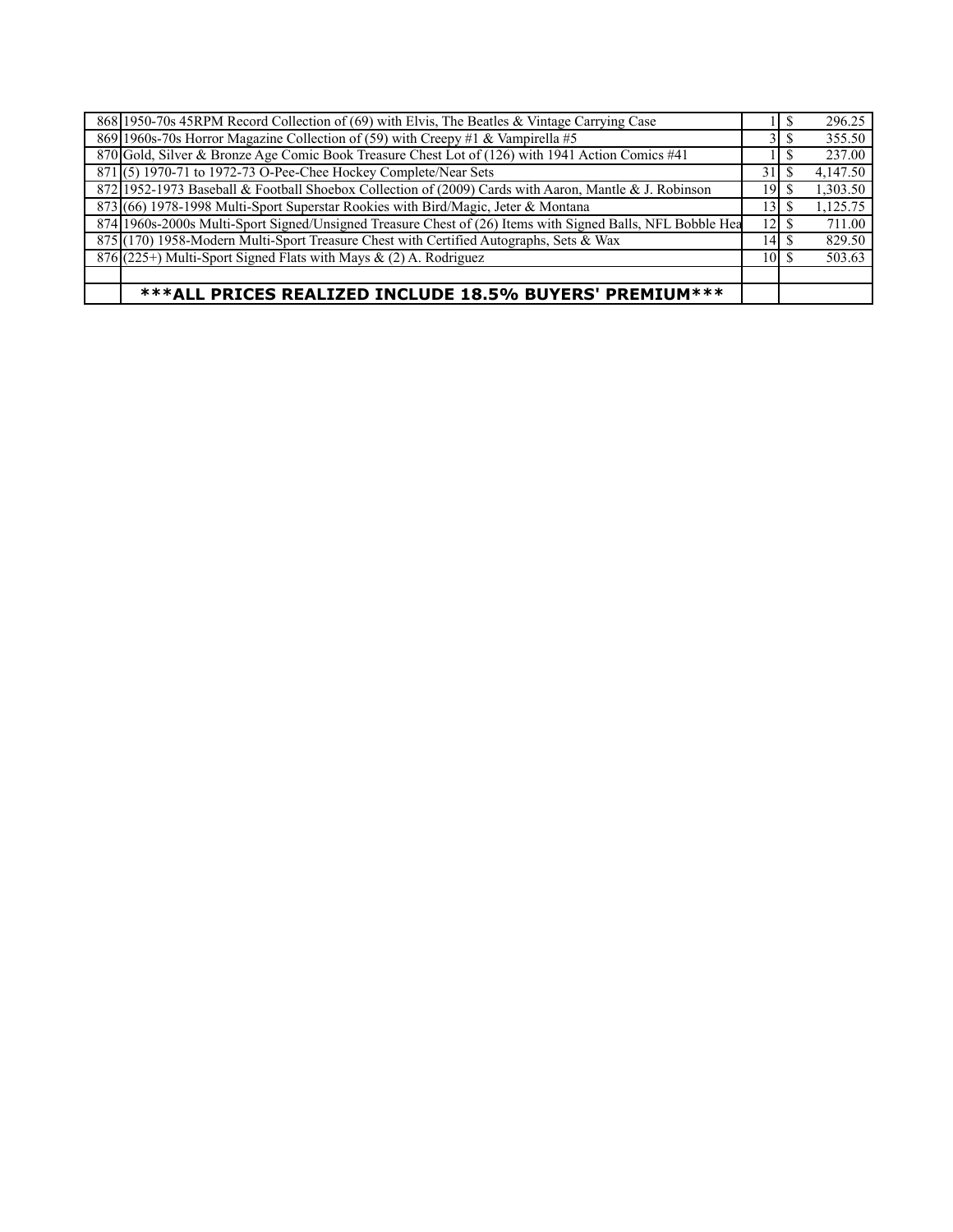| | | | |
|---|---|---|---|
| 868 | 1950-70s 45RPM Record Collection of (69) with Elvis, The Beatles & Vintage Carrying Case | 1 | $ 296.25 |
| 869 | 1960s-70s Horror Magazine Collection of (59) with Creepy #1 & Vampirella #5 | 3 | $ 355.50 |
| 870 | Gold, Silver & Bronze Age Comic Book Treasure Chest Lot of (126) with 1941 Action Comics #41 | 1 | $ 237.00 |
| 871 | (5) 1970-71 to 1972-73 O-Pee-Chee Hockey Complete/Near Sets | 31 | $ 4,147.50 |
| 872 | 1952-1973 Baseball & Football Shoebox Collection of (2009) Cards with Aaron, Mantle & J. Robinson | 19 | $ 1,303.50 |
| 873 | (66) 1978-1998 Multi-Sport Superstar Rookies with Bird/Magic, Jeter & Montana | 13 | $ 1,125.75 |
| 874 | 1960s-2000s Multi-Sport Signed/Unsigned Treasure Chest of (26) Items with Signed Balls, NFL Bobble Hea | 12 | $ 711.00 |
| 875 | (170) 1958-Modern Multi-Sport Treasure Chest with Certified Autographs, Sets & Wax | 14 | $ 829.50 |
| 876 | (225+) Multi-Sport Signed Flats with Mays & (2) A. Rodriguez | 10 | $ 503.63 |
| | | | |
| | **\*\*\*ALL PRICES REALIZED INCLUDE 18.5% BUYERS' PREMIUM\*\*\*** | | |